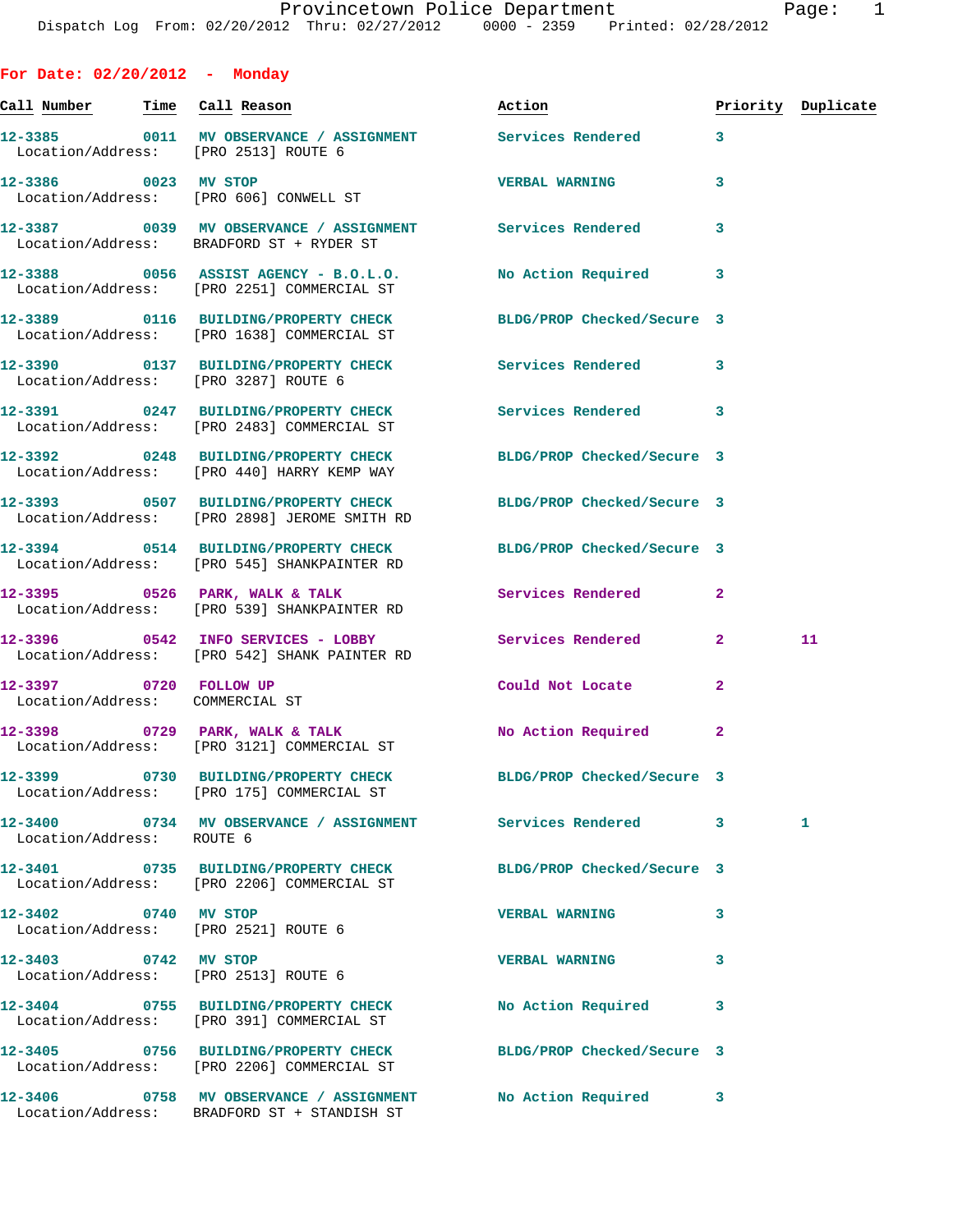Dispatch Log From: 02/20/2012 Thru: 02/27/2012 0000 - 2359 Printed: 02/28/2012

## For Date: 02/20/2012 - Monday

| Call Number | Time | Call Reason | Action | Priority | Duplicate |
|---|---|---|---|---|---|
| 12-3385 | 0011 | MV OBSERVANCE / ASSIGNMENT | Services Rendered | 3 | |
| Location/Address: | | [PRO 2513] ROUTE 6 | | | |
| 12-3386 | 0023 | MV STOP | VERBAL WARNING | 3 | |
| Location/Address: | | [PRO 606] CONWELL ST | | | |
| 12-3387 | 0039 | MV OBSERVANCE / ASSIGNMENT | Services Rendered | 3 | |
| Location/Address: | | BRADFORD ST + RYDER ST | | | |
| 12-3388 | 0056 | ASSIST AGENCY - B.O.L.O. | No Action Required | 3 | |
| Location/Address: | | [PRO 2251] COMMERCIAL ST | | | |
| 12-3389 | 0116 | BUILDING/PROPERTY CHECK | BLDG/PROP Checked/Secure | 3 | |
| Location/Address: | | [PRO 1638] COMMERCIAL ST | | | |
| 12-3390 | 0137 | BUILDING/PROPERTY CHECK | Services Rendered | 3 | |
| Location/Address: | | [PRO 3287] ROUTE 6 | | | |
| 12-3391 | 0247 | BUILDING/PROPERTY CHECK | Services Rendered | 3 | |
| Location/Address: | | [PRO 2483] COMMERCIAL ST | | | |
| 12-3392 | 0248 | BUILDING/PROPERTY CHECK | BLDG/PROP Checked/Secure | 3 | |
| Location/Address: | | [PRO 440] HARRY KEMP WAY | | | |
| 12-3393 | 0507 | BUILDING/PROPERTY CHECK | BLDG/PROP Checked/Secure | 3 | |
| Location/Address: | | [PRO 2898] JEROME SMITH RD | | | |
| 12-3394 | 0514 | BUILDING/PROPERTY CHECK | BLDG/PROP Checked/Secure | 3 | |
| Location/Address: | | [PRO 545] SHANKPAINTER RD | | | |
| 12-3395 | 0526 | PARK, WALK & TALK | Services Rendered | 2 | |
| Location/Address: | | [PRO 539] SHANKPAINTER RD | | | |
| 12-3396 | 0542 | INFO SERVICES - LOBBY | Services Rendered | 2 | 11 |
| Location/Address: | | [PRO 542] SHANK PAINTER RD | | | |
| 12-3397 | 0720 | FOLLOW UP | Could Not Locate | 2 | |
| Location/Address: | | COMMERCIAL ST | | | |
| 12-3398 | 0729 | PARK, WALK & TALK | No Action Required | 2 | |
| Location/Address: | | [PRO 3121] COMMERCIAL ST | | | |
| 12-3399 | 0730 | BUILDING/PROPERTY CHECK | BLDG/PROP Checked/Secure | 3 | |
| Location/Address: | | [PRO 175] COMMERCIAL ST | | | |
| 12-3400 | 0734 | MV OBSERVANCE / ASSIGNMENT | Services Rendered | 3 | 1 |
| Location/Address: | | ROUTE 6 | | | |
| 12-3401 | 0735 | BUILDING/PROPERTY CHECK | BLDG/PROP Checked/Secure | 3 | |
| Location/Address: | | [PRO 2206] COMMERCIAL ST | | | |
| 12-3402 | 0740 | MV STOP | VERBAL WARNING | 3 | |
| Location/Address: | | [PRO 2521] ROUTE 6 | | | |
| 12-3403 | 0742 | MV STOP | VERBAL WARNING | 3 | |
| Location/Address: | | [PRO 2513] ROUTE 6 | | | |
| 12-3404 | 0755 | BUILDING/PROPERTY CHECK | No Action Required | 3 | |
| Location/Address: | | [PRO 391] COMMERCIAL ST | | | |
| 12-3405 | 0756 | BUILDING/PROPERTY CHECK | BLDG/PROP Checked/Secure | 3 | |
| Location/Address: | | [PRO 2206] COMMERCIAL ST | | | |
| 12-3406 | 0758 | MV OBSERVANCE / ASSIGNMENT | No Action Required | 3 | |
| Location/Address: | | BRADFORD ST + STANDISH ST | | | |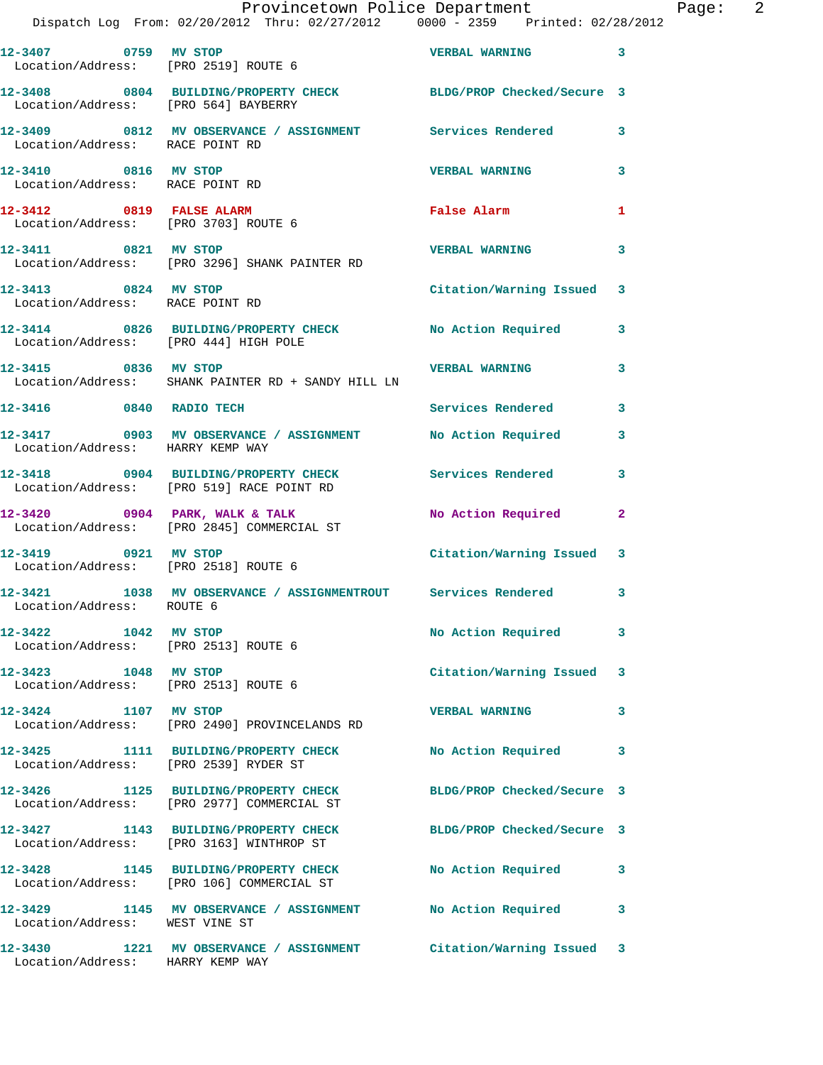| Call # | Time | Call Type | Disposition | Priority |
|---|---|---|---|---|
| 12-3407 | 0759 | MV STOP | VERBAL WARNING | 3 |
| Location/Address: [PRO 2519] ROUTE 6 | | | | |
| 12-3408 | 0804 | BUILDING/PROPERTY CHECK | BLDG/PROP Checked/Secure | 3 |
| Location/Address: [PRO 564] BAYBERRY | | | | |
| 12-3409 | 0812 | MV OBSERVATION / ASSIGNMENT | Services Rendered | 3 |
| Location/Address: RACE POINT RD | | | | |
| 12-3410 | 0816 | MV STOP | VERBAL WARNING | 3 |
| Location/Address: RACE POINT RD | | | | |
| 12-3412 | 0819 | FALSE ALARM | False Alarm | 1 |
| Location/Address: [PRO 3703] ROUTE 6 | | | | |
| 12-3411 | 0821 | MV STOP | VERBAL WARNING | 3 |
| Location/Address: [PRO 3296] SHANK PAINTER RD | | | | |
| 12-3413 | 0824 | MV STOP | Citation/Warning Issued | 3 |
| Location/Address: RACE POINT RD | | | | |
| 12-3414 | 0826 | BUILDING/PROPERTY CHECK | No Action Required | 3 |
| Location/Address: [PRO 444] HIGH POLE | | | | |
| 12-3415 | 0836 | MV STOP | VERBAL WARNING | 3 |
| Location/Address: SHANK PAINTER RD + SANDY HILL LN | | | | |
| 12-3416 | 0840 | RADIO TECH | Services Rendered | 3 |
| 12-3417 | 0903 | MV OBSERVATION / ASSIGNMENT | No Action Required | 3 |
| Location/Address: HARRY KEMP WAY | | | | |
| 12-3418 | 0904 | BUILDING/PROPERTY CHECK | Services Rendered | 3 |
| Location/Address: [PRO 519] RACE POINT RD | | | | |
| 12-3420 | 0904 | PARK, WALK & TALK | No Action Required | 2 |
| Location/Address: [PRO 2845] COMMERCIAL ST | | | | |
| 12-3419 | 0921 | MV STOP | Citation/Warning Issued | 3 |
| Location/Address: [PRO 2518] ROUTE 6 | | | | |
| 12-3421 | 1038 | MV OBSERVATION / ASSIGNMENTROUT | Services Rendered | 3 |
| Location/Address: ROUTE 6 | | | | |
| 12-3422 | 1042 | MV STOP | No Action Required | 3 |
| Location/Address: [PRO 2513] ROUTE 6 | | | | |
| 12-3423 | 1048 | MV STOP | Citation/Warning Issued | 3 |
| Location/Address: [PRO 2513] ROUTE 6 | | | | |
| 12-3424 | 1107 | MV STOP | VERBAL WARNING | 3 |
| Location/Address: [PRO 2490] PROVINCELANDS RD | | | | |
| 12-3425 | 1111 | BUILDING/PROPERTY CHECK | No Action Required | 3 |
| Location/Address: [PRO 2539] RYDER ST | | | | |
| 12-3426 | 1125 | BUILDING/PROPERTY CHECK | BLDG/PROP Checked/Secure | 3 |
| Location/Address: [PRO 2977] COMMERCIAL ST | | | | |
| 12-3427 | 1143 | BUILDING/PROPERTY CHECK | BLDG/PROP Checked/Secure | 3 |
| Location/Address: [PRO 3163] WINTHROP ST | | | | |
| 12-3428 | 1145 | BUILDING/PROPERTY CHECK | No Action Required | 3 |
| Location/Address: [PRO 106] COMMERCIAL ST | | | | |
| 12-3429 | 1145 | MV OBSERVATION / ASSIGNMENT | No Action Required | 3 |
| Location/Address: WEST VINE ST | | | | |
| 12-3430 | 1221 | MV OBSERVATION / ASSIGNMENT | Citation/Warning Issued | 3 |
| Location/Address: HARRY KEMP WAY | | | | |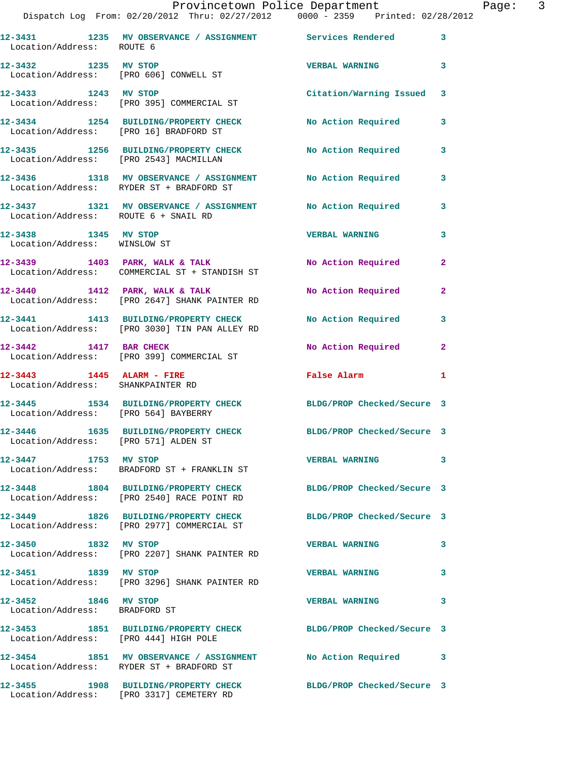12-3431 1235 MV OBSERVANCE / ASSIGNMENT Services Rendered 3
Location/Address: ROUTE 6

12-3432 1235 MV STOP VERBAL WARNING 3
Location/Address: [PRO 606] CONWELL ST

12-3433 1243 MV STOP Citation/Warning Issued 3
Location/Address: [PRO 395] COMMERCIAL ST

12-3434 1254 BUILDING/PROPERTY CHECK No Action Required 3
Location/Address: [PRO 16] BRADFORD ST

12-3435 1256 BUILDING/PROPERTY CHECK No Action Required 3
Location/Address: [PRO 2543] MACMILLAN

12-3436 1318 MV OBSERVANCE / ASSIGNMENT No Action Required 3
Location/Address: RYDER ST + BRADFORD ST

12-3437 1321 MV OBSERVANCE / ASSIGNMENT No Action Required 3
Location/Address: ROUTE 6 + SNAIL RD

12-3438 1345 MV STOP VERBAL WARNING 3
Location/Address: WINSLOW ST

12-3439 1403 PARK, WALK & TALK No Action Required 2
Location/Address: COMMERCIAL ST + STANDISH ST

12-3440 1412 PARK, WALK & TALK No Action Required 2
Location/Address: [PRO 2647] SHANK PAINTER RD

12-3441 1413 BUILDING/PROPERTY CHECK No Action Required 3
Location/Address: [PRO 3030] TIN PAN ALLEY RD

12-3442 1417 BAR CHECK No Action Required 2
Location/Address: [PRO 399] COMMERCIAL ST

12-3443 1445 ALARM - FIRE False Alarm 1
Location/Address: SHANKPAINTER RD

12-3445 1534 BUILDING/PROPERTY CHECK BLDG/PROP Checked/Secure 3
Location/Address: [PRO 564] BAYBERRY

12-3446 1635 BUILDING/PROPERTY CHECK BLDG/PROP Checked/Secure 3
Location/Address: [PRO 571] ALDEN ST

12-3447 1753 MV STOP VERBAL WARNING 3
Location/Address: BRADFORD ST + FRANKLIN ST

12-3448 1804 BUILDING/PROPERTY CHECK BLDG/PROP Checked/Secure 3
Location/Address: [PRO 2540] RACE POINT RD

12-3449 1826 BUILDING/PROPERTY CHECK BLDG/PROP Checked/Secure 3
Location/Address: [PRO 2977] COMMERCIAL ST

12-3450 1832 MV STOP VERBAL WARNING 3
Location/Address: [PRO 2207] SHANK PAINTER RD

12-3451 1839 MV STOP VERBAL WARNING 3
Location/Address: [PRO 3296] SHANK PAINTER RD

12-3452 1846 MV STOP VERBAL WARNING 3
Location/Address: BRADFORD ST

12-3453 1851 BUILDING/PROPERTY CHECK BLDG/PROP Checked/Secure 3
Location/Address: [PRO 444] HIGH POLE

12-3454 1851 MV OBSERVANCE / ASSIGNMENT No Action Required 3
Location/Address: RYDER ST + BRADFORD ST

12-3455 1908 BUILDING/PROPERTY CHECK BLDG/PROP Checked/Secure 3
Location/Address: [PRO 3317] CEMETERY RD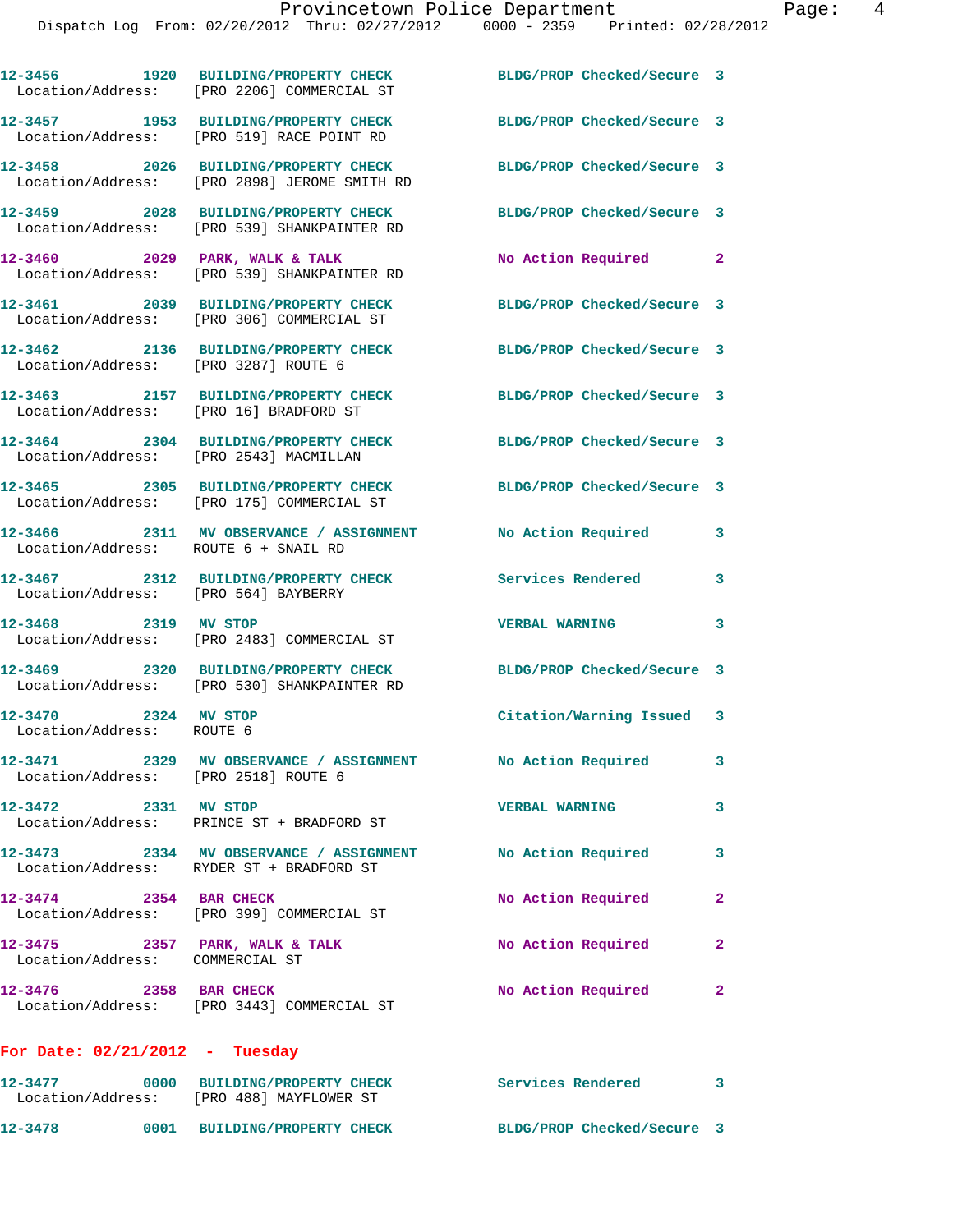12-3456 1920 BUILDING/PROPERTY CHECK BLDG/PROP Checked/Secure 3
Location/Address: [PRO 2206] COMMERCIAL ST

12-3457 1953 BUILDING/PROPERTY CHECK BLDG/PROP Checked/Secure 3
Location/Address: [PRO 519] RACE POINT RD

12-3458 2026 BUILDING/PROPERTY CHECK BLDG/PROP Checked/Secure 3
Location/Address: [PRO 2898] JEROME SMITH RD

12-3459 2028 BUILDING/PROPERTY CHECK BLDG/PROP Checked/Secure 3
Location/Address: [PRO 539] SHANKPAINTER RD

12-3460 2029 PARK, WALK & TALK No Action Required 2
Location/Address: [PRO 539] SHANKPAINTER RD

12-3461 2039 BUILDING/PROPERTY CHECK BLDG/PROP Checked/Secure 3
Location/Address: [PRO 306] COMMERCIAL ST

12-3462 2136 BUILDING/PROPERTY CHECK BLDG/PROP Checked/Secure 3
Location/Address: [PRO 3287] ROUTE 6

12-3463 2157 BUILDING/PROPERTY CHECK BLDG/PROP Checked/Secure 3
Location/Address: [PRO 16] BRADFORD ST

12-3464 2304 BUILDING/PROPERTY CHECK BLDG/PROP Checked/Secure 3
Location/Address: [PRO 2543] MACMILLAN

12-3465 2305 BUILDING/PROPERTY CHECK BLDG/PROP Checked/Secure 3
Location/Address: [PRO 175] COMMERCIAL ST

12-3466 2311 MV OBSERVANCE / ASSIGNMENT No Action Required 3
Location/Address: ROUTE 6 + SNAIL RD

12-3467 2312 BUILDING/PROPERTY CHECK Services Rendered 3
Location/Address: [PRO 564] BAYBERRY

12-3468 2319 MV STOP VERBAL WARNING 3
Location/Address: [PRO 2483] COMMERCIAL ST

12-3469 2320 BUILDING/PROPERTY CHECK BLDG/PROP Checked/Secure 3
Location/Address: [PRO 530] SHANKPAINTER RD

12-3470 2324 MV STOP Citation/Warning Issued 3
Location/Address: ROUTE 6

12-3471 2329 MV OBSERVANCE / ASSIGNMENT No Action Required 3
Location/Address: [PRO 2518] ROUTE 6

12-3472 2331 MV STOP VERBAL WARNING 3
Location/Address: PRINCE ST + BRADFORD ST

12-3473 2334 MV OBSERVANCE / ASSIGNMENT No Action Required 3
Location/Address: RYDER ST + BRADFORD ST

12-3474 2354 BAR CHECK No Action Required 2
Location/Address: [PRO 399] COMMERCIAL ST

12-3475 2357 PARK, WALK & TALK No Action Required 2
Location/Address: COMMERCIAL ST

12-3476 2358 BAR CHECK No Action Required 2
Location/Address: [PRO 3443] COMMERCIAL ST

**For Date: 02/21/2012 - Tuesday**

12-3477 0000 BUILDING/PROPERTY CHECK Services Rendered 3
Location/Address: [PRO 488] MAYFLOWER ST

12-3478 0001 BUILDING/PROPERTY CHECK BLDG/PROP Checked/Secure 3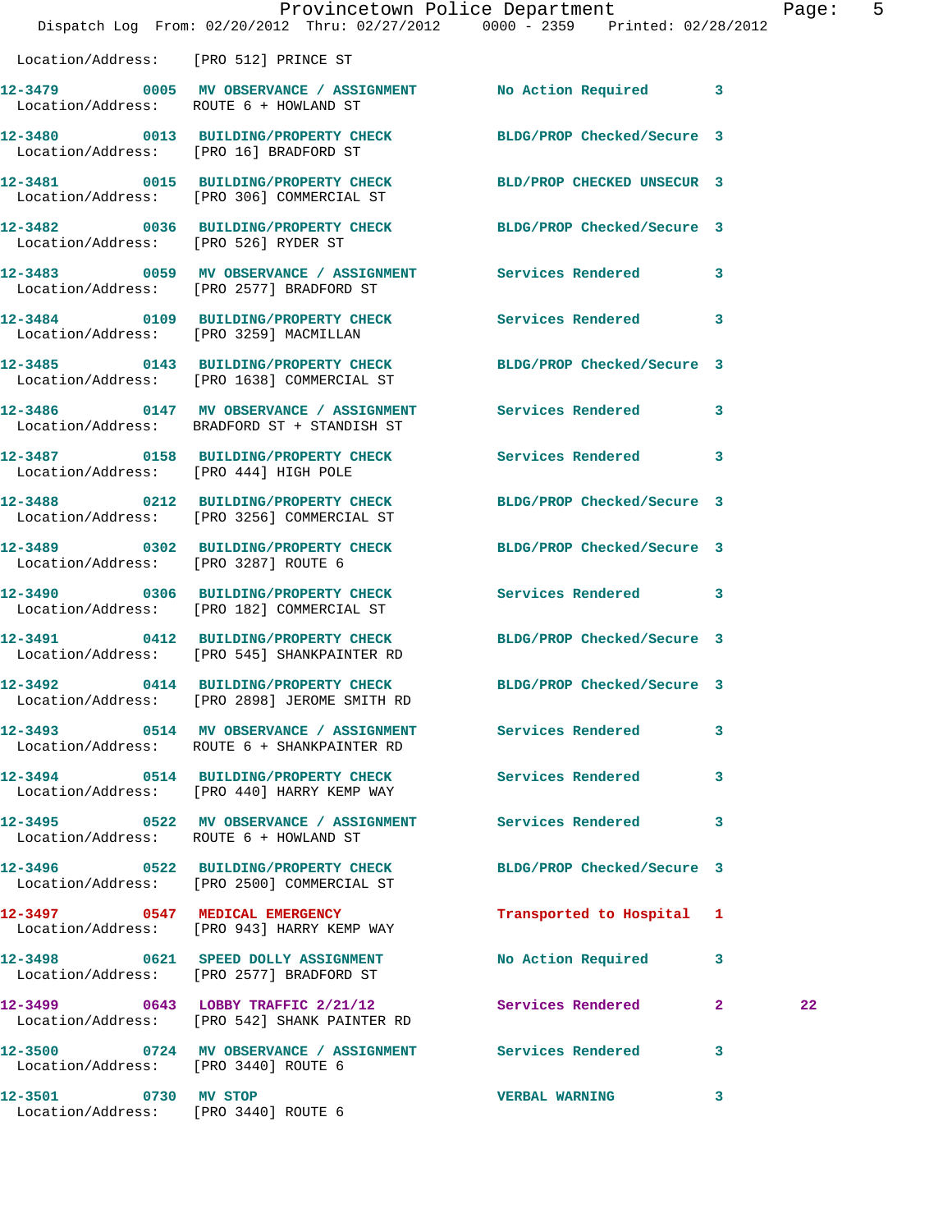Location/Address: [PRO 512] PRINCE ST

**12-3479** 0005 **MV OBSERVANCE / ASSIGNMENT** No Action Required 3
Location/Address: ROUTE 6 + HOWLAND ST

**12-3480** 0013 **BUILDING/PROPERTY CHECK** BLDG/PROP Checked/Secure 3
Location/Address: [PRO 16] BRADFORD ST

**12-3481** 0015 **BUILDING/PROPERTY CHECK** BLD/PROP CHECKED UNSECUR 3
Location/Address: [PRO 306] COMMERCIAL ST

**12-3482** 0036 **BUILDING/PROPERTY CHECK** BLDG/PROP Checked/Secure 3
Location/Address: [PRO 526] RYDER ST

**12-3483** 0059 **MV OBSERVANCE / ASSIGNMENT** Services Rendered 3
Location/Address: [PRO 2577] BRADFORD ST

**12-3484** 0109 **BUILDING/PROPERTY CHECK** Services Rendered 3
Location/Address: [PRO 3259] MACMILLAN

**12-3485** 0143 **BUILDING/PROPERTY CHECK** BLDG/PROP Checked/Secure 3
Location/Address: [PRO 1638] COMMERCIAL ST

**12-3486** 0147 **MV OBSERVANCE / ASSIGNMENT** Services Rendered 3
Location/Address: BRADFORD ST + STANDISH ST

**12-3487** 0158 **BUILDING/PROPERTY CHECK** Services Rendered 3
Location/Address: [PRO 444] HIGH POLE

**12-3488** 0212 **BUILDING/PROPERTY CHECK** BLDG/PROP Checked/Secure 3
Location/Address: [PRO 3256] COMMERCIAL ST

**12-3489** 0302 **BUILDING/PROPERTY CHECK** BLDG/PROP Checked/Secure 3
Location/Address: [PRO 3287] ROUTE 6

**12-3490** 0306 **BUILDING/PROPERTY CHECK** Services Rendered 3
Location/Address: [PRO 182] COMMERCIAL ST

**12-3491** 0412 **BUILDING/PROPERTY CHECK** BLDG/PROP Checked/Secure 3
Location/Address: [PRO 545] SHANKPAINTER RD

**12-3492** 0414 **BUILDING/PROPERTY CHECK** BLDG/PROP Checked/Secure 3
Location/Address: [PRO 2898] JEROME SMITH RD

**12-3493** 0514 **MV OBSERVANCE / ASSIGNMENT** Services Rendered 3
Location/Address: ROUTE 6 + SHANKPAINTER RD

**12-3494** 0514 **BUILDING/PROPERTY CHECK** Services Rendered 3
Location/Address: [PRO 440] HARRY KEMP WAY

**12-3495** 0522 **MV OBSERVANCE / ASSIGNMENT** Services Rendered 3
Location/Address: ROUTE 6 + HOWLAND ST

**12-3496** 0522 **BUILDING/PROPERTY CHECK** BLDG/PROP Checked/Secure 3
Location/Address: [PRO 2500] COMMERCIAL ST

**12-3497** 0547 **MEDICAL EMERGENCY** Transported to Hospital 1
Location/Address: [PRO 943] HARRY KEMP WAY

**12-3498** 0621 **SPEED DOLLY ASSIGNMENT** No Action Required 3
Location/Address: [PRO 2577] BRADFORD ST

**12-3499** 0643 **LOBBY TRAFFIC 2/21/12** Services Rendered 2 22
Location/Address: [PRO 542] SHANK PAINTER RD

**12-3500** 0724 **MV OBSERVANCE / ASSIGNMENT** Services Rendered 3
Location/Address: [PRO 3440] ROUTE 6

**12-3501** 0730 **MV STOP** VERBAL WARNING 3
Location/Address: [PRO 3440] ROUTE 6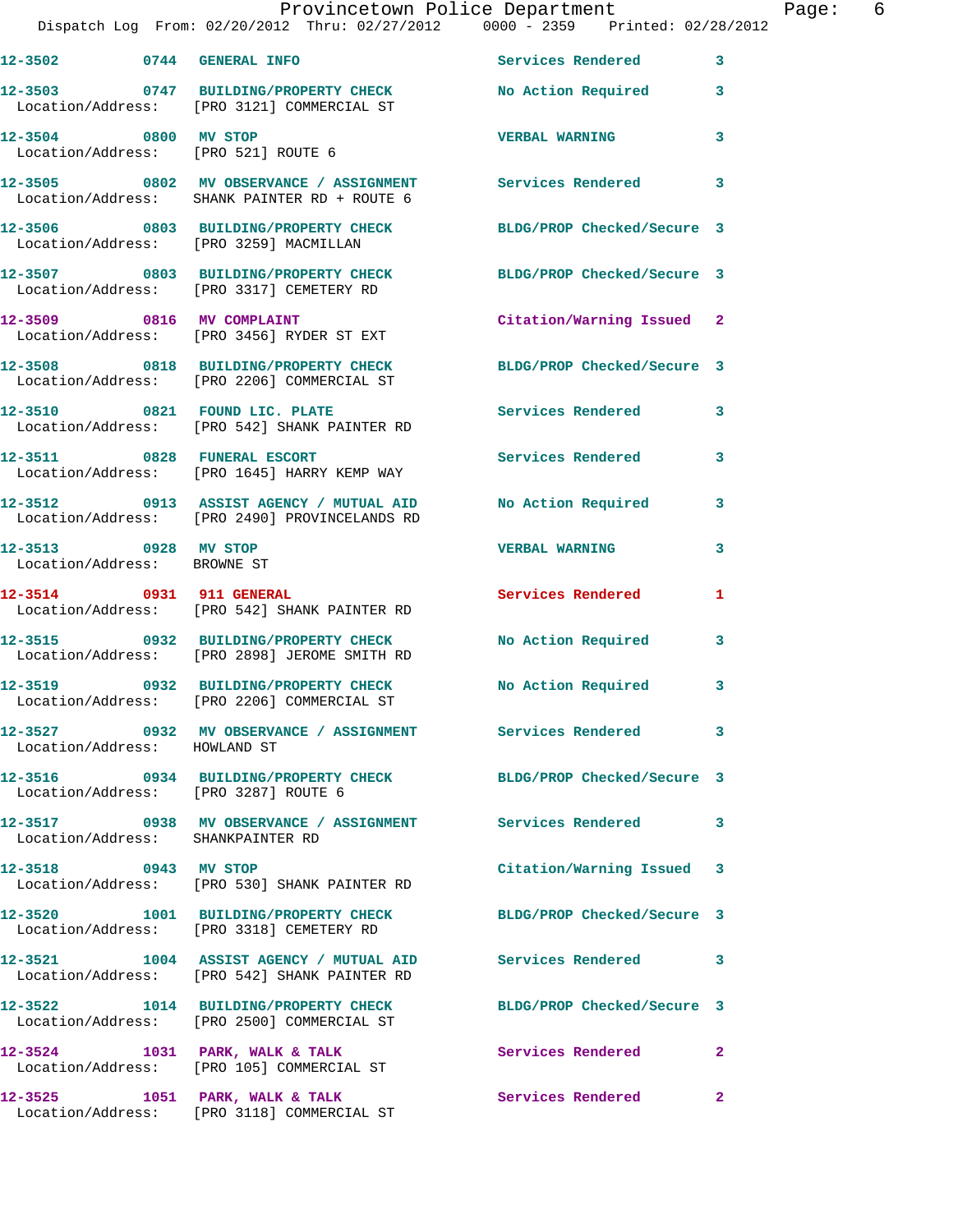12-3502 0744 GENERAL INFO Services Rendered 3

12-3503 0747 BUILDING/PROPERTY CHECK No Action Required 3
Location/Address: [PRO 3121] COMMERCIAL ST

12-3504 0800 MV STOP VERBAL WARNING 3
Location/Address: [PRO 521] ROUTE 6

12-3505 0802 MV OBSERVANCE / ASSIGNMENT Services Rendered 3
Location/Address: SHANK PAINTER RD + ROUTE 6

12-3506 0803 BUILDING/PROPERTY CHECK BLDG/PROP Checked/Secure 3
Location/Address: [PRO 3259] MACMILLAN

12-3507 0803 BUILDING/PROPERTY CHECK BLDG/PROP Checked/Secure 3
Location/Address: [PRO 3317] CEMETERY RD

12-3509 0816 MV COMPLAINT Citation/Warning Issued 2
Location/Address: [PRO 3456] RYDER ST EXT

12-3508 0818 BUILDING/PROPERTY CHECK BLDG/PROP Checked/Secure 3
Location/Address: [PRO 2206] COMMERCIAL ST

12-3510 0821 FOUND LIC. PLATE Services Rendered 3
Location/Address: [PRO 542] SHANK PAINTER RD

12-3511 0828 FUNERAL ESCORT Services Rendered 3
Location/Address: [PRO 1645] HARRY KEMP WAY

12-3512 0913 ASSIST AGENCY / MUTUAL AID No Action Required 3
Location/Address: [PRO 2490] PROVINCELANDS RD

12-3513 0928 MV STOP VERBAL WARNING 3
Location/Address: BROWNE ST

12-3514 0931 911 GENERAL Services Rendered 1
Location/Address: [PRO 542] SHANK PAINTER RD

12-3515 0932 BUILDING/PROPERTY CHECK No Action Required 3
Location/Address: [PRO 2898] JEROME SMITH RD

12-3519 0932 BUILDING/PROPERTY CHECK No Action Required 3
Location/Address: [PRO 2206] COMMERCIAL ST

12-3527 0932 MV OBSERVANCE / ASSIGNMENT Services Rendered 3
Location/Address: HOWLAND ST

12-3516 0934 BUILDING/PROPERTY CHECK BLDG/PROP Checked/Secure 3
Location/Address: [PRO 3287] ROUTE 6

12-3517 0938 MV OBSERVANCE / ASSIGNMENT Services Rendered 3
Location/Address: SHANKPAINTER RD

12-3518 0943 MV STOP Citation/Warning Issued 3
Location/Address: [PRO 530] SHANK PAINTER RD

12-3520 1001 BUILDING/PROPERTY CHECK BLDG/PROP Checked/Secure 3
Location/Address: [PRO 3318] CEMETERY RD

12-3521 1004 ASSIST AGENCY / MUTUAL AID Services Rendered 3
Location/Address: [PRO 542] SHANK PAINTER RD

12-3522 1014 BUILDING/PROPERTY CHECK BLDG/PROP Checked/Secure 3
Location/Address: [PRO 2500] COMMERCIAL ST

12-3524 1031 PARK, WALK & TALK Services Rendered 2
Location/Address: [PRO 105] COMMERCIAL ST

12-3525 1051 PARK, WALK & TALK Services Rendered 2
Location/Address: [PRO 3118] COMMERCIAL ST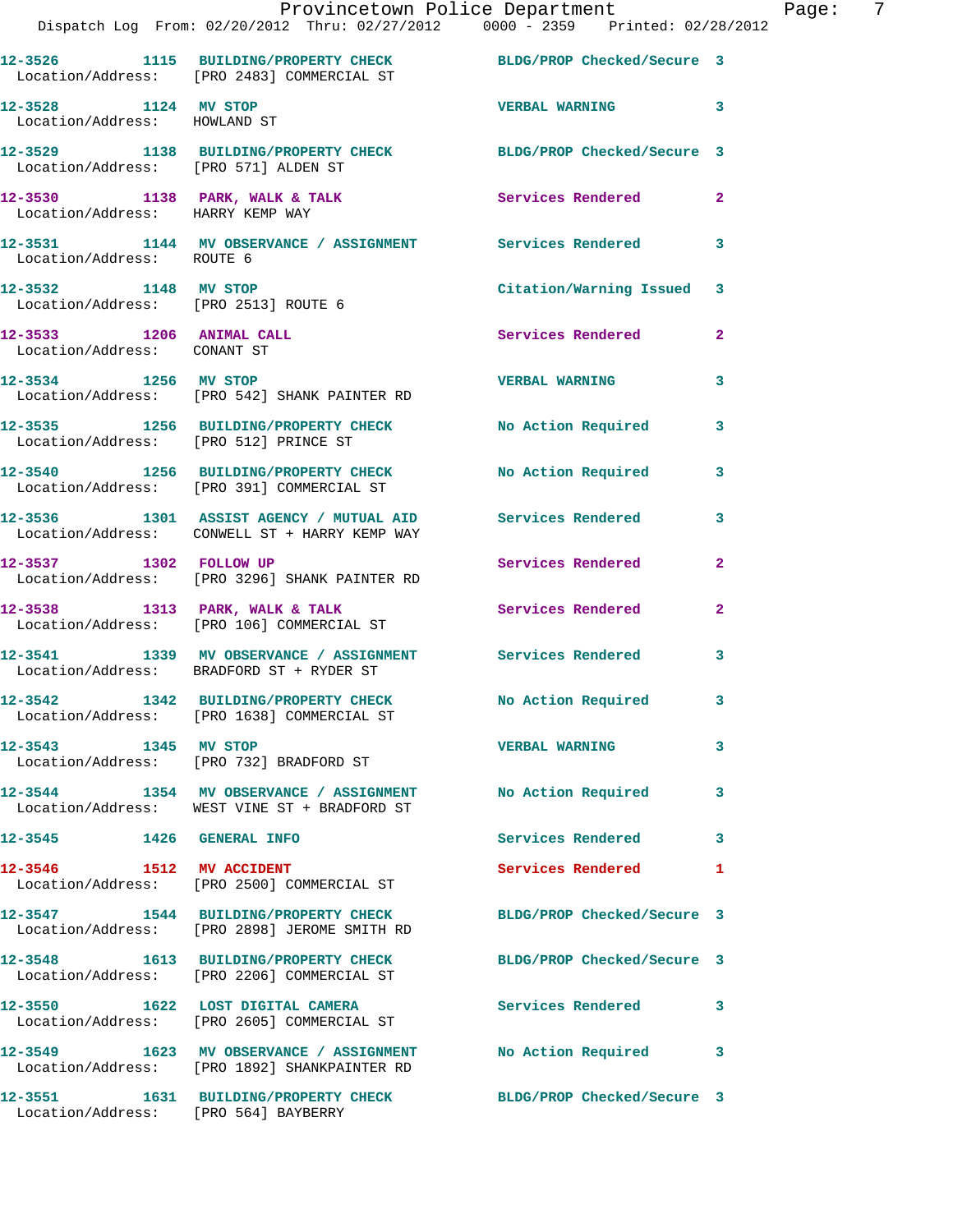| Call # | Time | Call Reason | Action | Priority |
|---|---|---|---|---|
| 12-3526 | 1115 | BUILDING/PROPERTY CHECK | BLDG/PROP Checked/Secure | 3 |
| Location/Address: | [PRO 2483] COMMERCIAL ST | | | |
| 12-3528 | 1124 | MV STOP | VERBAL WARNING | 3 |
| Location/Address: | HOWLAND ST | | | |
| 12-3529 | 1138 | BUILDING/PROPERTY CHECK | BLDG/PROP Checked/Secure | 3 |
| Location/Address: | [PRO 571] ALDEN ST | | | |
| 12-3530 | 1138 | PARK, WALK & TALK | Services Rendered | 2 |
| Location/Address: | HARRY KEMP WAY | | | |
| 12-3531 | 1144 | MV OBSERVANCE / ASSIGNMENT | Services Rendered | 3 |
| Location/Address: | ROUTE 6 | | | |
| 12-3532 | 1148 | MV STOP | Citation/Warning Issued | 3 |
| Location/Address: | [PRO 2513] ROUTE 6 | | | |
| 12-3533 | 1206 | ANIMAL CALL | Services Rendered | 2 |
| Location/Address: | CONANT ST | | | |
| 12-3534 | 1256 | MV STOP | VERBAL WARNING | 3 |
| Location/Address: | [PRO 542] SHANK PAINTER RD | | | |
| 12-3535 | 1256 | BUILDING/PROPERTY CHECK | No Action Required | 3 |
| Location/Address: | [PRO 512] PRINCE ST | | | |
| 12-3540 | 1256 | BUILDING/PROPERTY CHECK | No Action Required | 3 |
| Location/Address: | [PRO 391] COMMERCIAL ST | | | |
| 12-3536 | 1301 | ASSIST AGENCY / MUTUAL AID | Services Rendered | 3 |
| Location/Address: | CONWELL ST + HARRY KEMP WAY | | | |
| 12-3537 | 1302 | FOLLOW UP | Services Rendered | 2 |
| Location/Address: | [PRO 3296] SHANK PAINTER RD | | | |
| 12-3538 | 1313 | PARK, WALK & TALK | Services Rendered | 2 |
| Location/Address: | [PRO 106] COMMERCIAL ST | | | |
| 12-3541 | 1339 | MV OBSERVANCE / ASSIGNMENT | Services Rendered | 3 |
| Location/Address: | BRADFORD ST + RYDER ST | | | |
| 12-3542 | 1342 | BUILDING/PROPERTY CHECK | No Action Required | 3 |
| Location/Address: | [PRO 1638] COMMERCIAL ST | | | |
| 12-3543 | 1345 | MV STOP | VERBAL WARNING | 3 |
| Location/Address: | [PRO 732] BRADFORD ST | | | |
| 12-3544 | 1354 | MV OBSERVANCE / ASSIGNMENT | No Action Required | 3 |
| Location/Address: | WEST VINE ST + BRADFORD ST | | | |
| 12-3545 | 1426 | GENERAL INFO | Services Rendered | 3 |
| 12-3546 | 1512 | MV ACCIDENT | Services Rendered | 1 |
| Location/Address: | [PRO 2500] COMMERCIAL ST | | | |
| 12-3547 | 1544 | BUILDING/PROPERTY CHECK | BLDG/PROP Checked/Secure | 3 |
| Location/Address: | [PRO 2898] JEROME SMITH RD | | | |
| 12-3548 | 1613 | BUILDING/PROPERTY CHECK | BLDG/PROP Checked/Secure | 3 |
| Location/Address: | [PRO 2206] COMMERCIAL ST | | | |
| 12-3550 | 1622 | LOST DIGITAL CAMERA | Services Rendered | 3 |
| Location/Address: | [PRO 2605] COMMERCIAL ST | | | |
| 12-3549 | 1623 | MV OBSERVANCE / ASSIGNMENT | No Action Required | 3 |
| Location/Address: | [PRO 1892] SHANKPAINTER RD | | | |
| 12-3551 | 1631 | BUILDING/PROPERTY CHECK | BLDG/PROP Checked/Secure | 3 |
| Location/Address: | [PRO 564] BAYBERRY | | | |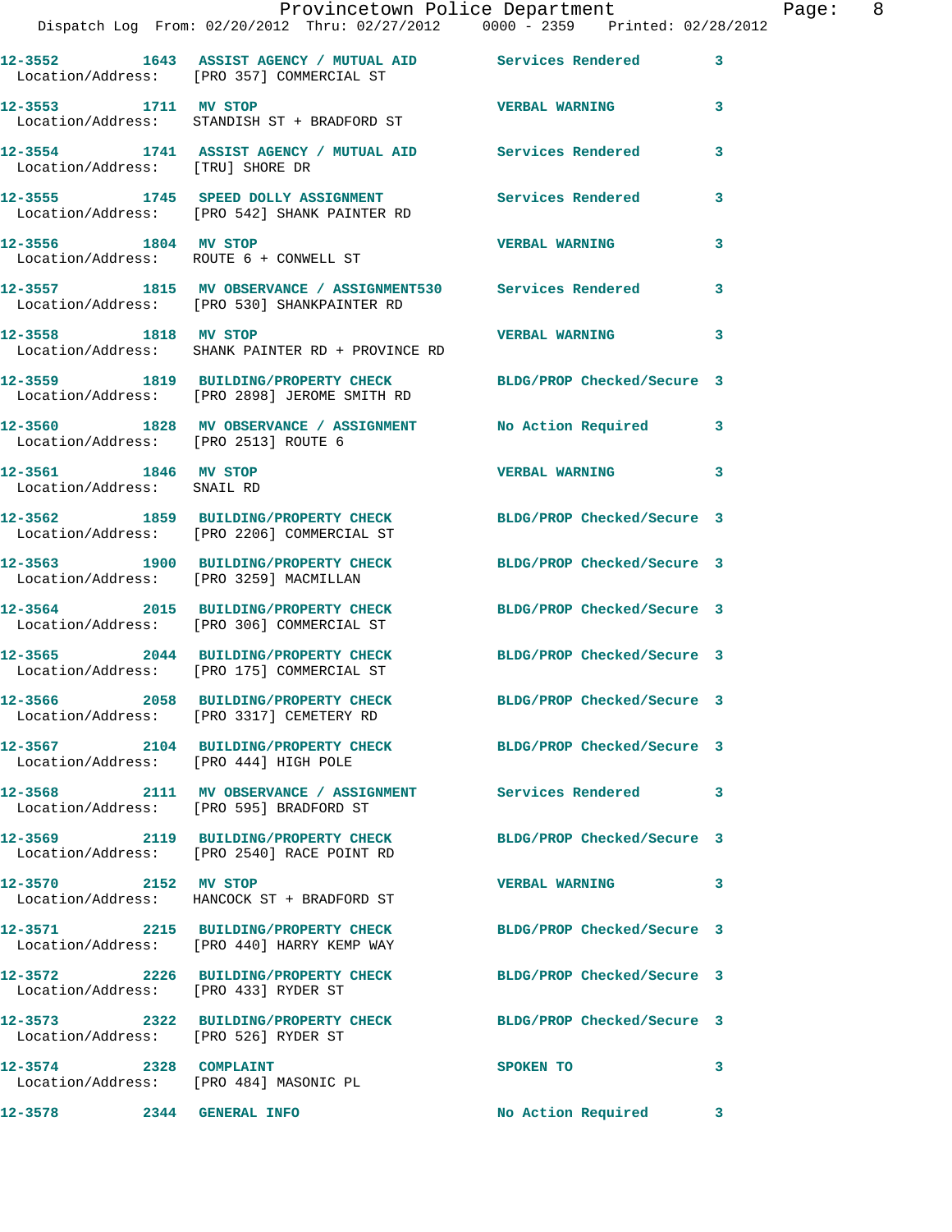12-3552 1643 ASSIST AGENCY / MUTUAL AID Services Rendered 3
Location/Address: [PRO 357] COMMERCIAL ST

12-3553 1711 MV STOP VERBAL WARNING 3
Location/Address: STANDISH ST + BRADFORD ST

12-3554 1741 ASSIST AGENCY / MUTUAL AID Services Rendered 3
Location/Address: [TRU] SHORE DR

12-3555 1745 SPEED DOLLY ASSIGNMENT Services Rendered 3
Location/Address: [PRO 542] SHANK PAINTER RD

12-3556 1804 MV STOP VERBAL WARNING 3
Location/Address: ROUTE 6 + CONWELL ST

12-3557 1815 MV OBSERVANCE / ASSIGNMENT530 Services Rendered 3
Location/Address: [PRO 530] SHANKPAINTER RD

12-3558 1818 MV STOP VERBAL WARNING 3
Location/Address: SHANK PAINTER RD + PROVINCE RD

12-3559 1819 BUILDING/PROPERTY CHECK BLDG/PROP Checked/Secure 3
Location/Address: [PRO 2898] JEROME SMITH RD

12-3560 1828 MV OBSERVANCE / ASSIGNMENT No Action Required 3
Location/Address: [PRO 2513] ROUTE 6

12-3561 1846 MV STOP VERBAL WARNING 3
Location/Address: SNAIL RD

12-3562 1859 BUILDING/PROPERTY CHECK BLDG/PROP Checked/Secure 3
Location/Address: [PRO 2206] COMMERCIAL ST

12-3563 1900 BUILDING/PROPERTY CHECK BLDG/PROP Checked/Secure 3
Location/Address: [PRO 3259] MACMILLAN

12-3564 2015 BUILDING/PROPERTY CHECK BLDG/PROP Checked/Secure 3
Location/Address: [PRO 306] COMMERCIAL ST

12-3565 2044 BUILDING/PROPERTY CHECK BLDG/PROP Checked/Secure 3
Location/Address: [PRO 175] COMMERCIAL ST

12-3566 2058 BUILDING/PROPERTY CHECK BLDG/PROP Checked/Secure 3
Location/Address: [PRO 3317] CEMETERY RD

12-3567 2104 BUILDING/PROPERTY CHECK BLDG/PROP Checked/Secure 3
Location/Address: [PRO 444] HIGH POLE

12-3568 2111 MV OBSERVANCE / ASSIGNMENT Services Rendered 3
Location/Address: [PRO 595] BRADFORD ST

12-3569 2119 BUILDING/PROPERTY CHECK BLDG/PROP Checked/Secure 3
Location/Address: [PRO 2540] RACE POINT RD

12-3570 2152 MV STOP VERBAL WARNING 3
Location/Address: HANCOCK ST + BRADFORD ST

12-3571 2215 BUILDING/PROPERTY CHECK BLDG/PROP Checked/Secure 3
Location/Address: [PRO 440] HARRY KEMP WAY

12-3572 2226 BUILDING/PROPERTY CHECK BLDG/PROP Checked/Secure 3
Location/Address: [PRO 433] RYDER ST

12-3573 2322 BUILDING/PROPERTY CHECK BLDG/PROP Checked/Secure 3
Location/Address: [PRO 526] RYDER ST

12-3574 2328 COMPLAINT SPOKEN TO 3
Location/Address: [PRO 484] MASONIC PL

12-3578 2344 GENERAL INFO No Action Required 3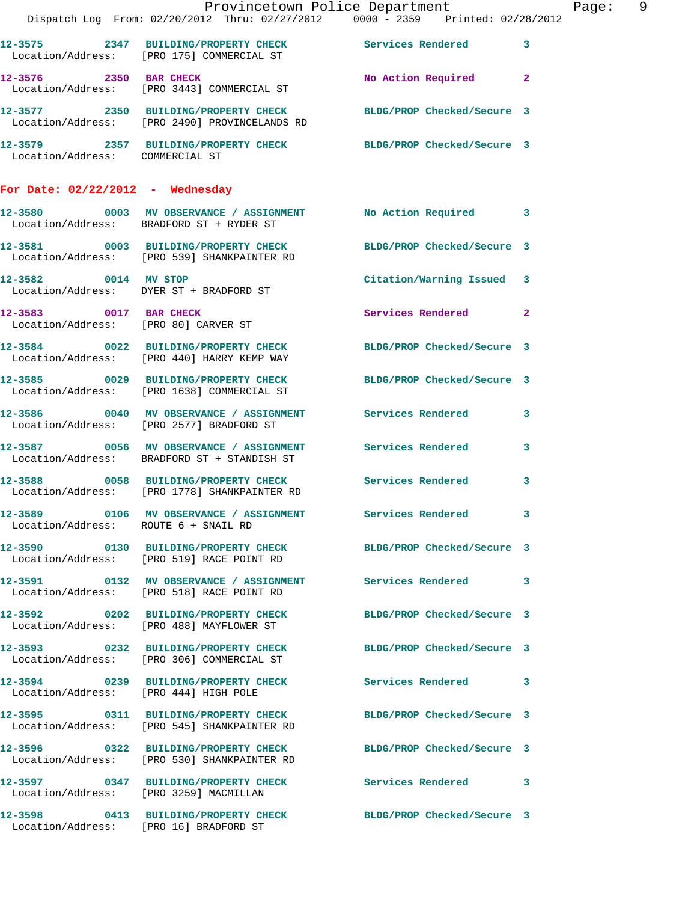12-3575 2347 BUILDING/PROPERTY CHECK Services Rendered 3
Location/Address: [PRO 175] COMMERCIAL ST

12-3576 2350 BAR CHECK No Action Required 2
Location/Address: [PRO 3443] COMMERCIAL ST

12-3577 2350 BUILDING/PROPERTY CHECK BLDG/PROP Checked/Secure 3
Location/Address: [PRO 2490] PROVINCELANDS RD

12-3579 2357 BUILDING/PROPERTY CHECK BLDG/PROP Checked/Secure 3
Location/Address: COMMERCIAL ST

## For Date: 02/22/2012 - Wednesday

12-3580 0003 MV OBSERVANCE / ASSIGNMENT No Action Required 3
Location/Address: BRADFORD ST + RYDER ST

12-3581 0003 BUILDING/PROPERTY CHECK BLDG/PROP Checked/Secure 3
Location/Address: [PRO 539] SHANKPAINTER RD

12-3582 0014 MV STOP Citation/Warning Issued 3
Location/Address: DYER ST + BRADFORD ST

12-3583 0017 BAR CHECK Services Rendered 2
Location/Address: [PRO 80] CARVER ST

12-3584 0022 BUILDING/PROPERTY CHECK BLDG/PROP Checked/Secure 3
Location/Address: [PRO 440] HARRY KEMP WAY

12-3585 0029 BUILDING/PROPERTY CHECK BLDG/PROP Checked/Secure 3
Location/Address: [PRO 1638] COMMERCIAL ST

12-3586 0040 MV OBSERVANCE / ASSIGNMENT Services Rendered 3
Location/Address: [PRO 2577] BRADFORD ST

12-3587 0056 MV OBSERVANCE / ASSIGNMENT Services Rendered 3
Location/Address: BRADFORD ST + STANDISH ST

12-3588 0058 BUILDING/PROPERTY CHECK Services Rendered 3
Location/Address: [PRO 1778] SHANKPAINTER RD

12-3589 0106 MV OBSERVANCE / ASSIGNMENT Services Rendered 3
Location/Address: ROUTE 6 + SNAIL RD

12-3590 0130 BUILDING/PROPERTY CHECK BLDG/PROP Checked/Secure 3
Location/Address: [PRO 519] RACE POINT RD

12-3591 0132 MV OBSERVANCE / ASSIGNMENT Services Rendered 3
Location/Address: [PRO 518] RACE POINT RD

12-3592 0202 BUILDING/PROPERTY CHECK BLDG/PROP Checked/Secure 3
Location/Address: [PRO 488] MAYFLOWER ST

12-3593 0232 BUILDING/PROPERTY CHECK BLDG/PROP Checked/Secure 3
Location/Address: [PRO 306] COMMERCIAL ST

12-3594 0239 BUILDING/PROPERTY CHECK Services Rendered 3
Location/Address: [PRO 444] HIGH POLE

12-3595 0311 BUILDING/PROPERTY CHECK BLDG/PROP Checked/Secure 3
Location/Address: [PRO 545] SHANKPAINTER RD

12-3596 0322 BUILDING/PROPERTY CHECK BLDG/PROP Checked/Secure 3
Location/Address: [PRO 530] SHANKPAINTER RD

12-3597 0347 BUILDING/PROPERTY CHECK Services Rendered 3
Location/Address: [PRO 3259] MACMILLAN

12-3598 0413 BUILDING/PROPERTY CHECK BLDG/PROP Checked/Secure 3
Location/Address: [PRO 16] BRADFORD ST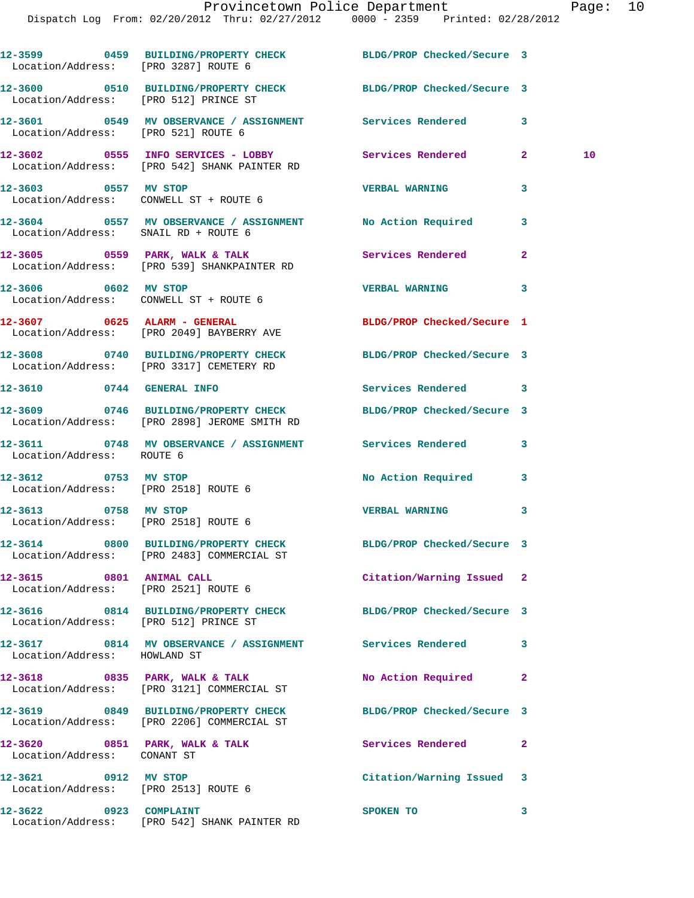12-3599 0459 BUILDING/PROPERTY CHECK BLDG/PROP Checked/Secure 3
Location/Address: [PRO 3287] ROUTE 6

12-3600 0510 BUILDING/PROPERTY CHECK BLDG/PROP Checked/Secure 3
Location/Address: [PRO 512] PRINCE ST

12-3601 0549 MV OBSERVANCE / ASSIGNMENT Services Rendered 3
Location/Address: [PRO 521] ROUTE 6

12-3602 0555 INFO SERVICES - LOBBY Services Rendered 2 10
Location/Address: [PRO 542] SHANK PAINTER RD

12-3603 0557 MV STOP VERBAL WARNING 3
Location/Address: CONWELL ST + ROUTE 6

12-3604 0557 MV OBSERVANCE / ASSIGNMENT No Action Required 3
Location/Address: SNAIL RD + ROUTE 6

12-3605 0559 PARK, WALK & TALK Services Rendered 2
Location/Address: [PRO 539] SHANKPAINTER RD

12-3606 0602 MV STOP VERBAL WARNING 3
Location/Address: CONWELL ST + ROUTE 6

12-3607 0625 ALARM - GENERAL BLDG/PROP Checked/Secure 1
Location/Address: [PRO 2049] BAYBERRY AVE

12-3608 0740 BUILDING/PROPERTY CHECK BLDG/PROP Checked/Secure 3
Location/Address: [PRO 3317] CEMETERY RD

12-3610 0744 GENERAL INFO Services Rendered 3

12-3609 0746 BUILDING/PROPERTY CHECK BLDG/PROP Checked/Secure 3
Location/Address: [PRO 2898] JEROME SMITH RD

12-3611 0748 MV OBSERVANCE / ASSIGNMENT Services Rendered 3
Location/Address: ROUTE 6

12-3612 0753 MV STOP No Action Required 3
Location/Address: [PRO 2518] ROUTE 6

12-3613 0758 MV STOP VERBAL WARNING 3
Location/Address: [PRO 2518] ROUTE 6

12-3614 0800 BUILDING/PROPERTY CHECK BLDG/PROP Checked/Secure 3
Location/Address: [PRO 2483] COMMERCIAL ST

12-3615 0801 ANIMAL CALL Citation/Warning Issued 2
Location/Address: [PRO 2521] ROUTE 6

12-3616 0814 BUILDING/PROPERTY CHECK BLDG/PROP Checked/Secure 3
Location/Address: [PRO 512] PRINCE ST

12-3617 0814 MV OBSERVANCE / ASSIGNMENT Services Rendered 3
Location/Address: HOWLAND ST

12-3618 0835 PARK, WALK & TALK No Action Required 2
Location/Address: [PRO 3121] COMMERCIAL ST

12-3619 0849 BUILDING/PROPERTY CHECK BLDG/PROP Checked/Secure 3
Location/Address: [PRO 2206] COMMERCIAL ST

12-3620 0851 PARK, WALK & TALK Services Rendered 2
Location/Address: CONANT ST

12-3621 0912 MV STOP Citation/Warning Issued 3
Location/Address: [PRO 2513] ROUTE 6

12-3622 0923 COMPLAINT SPOKEN TO 3
Location/Address: [PRO 542] SHANK PAINTER RD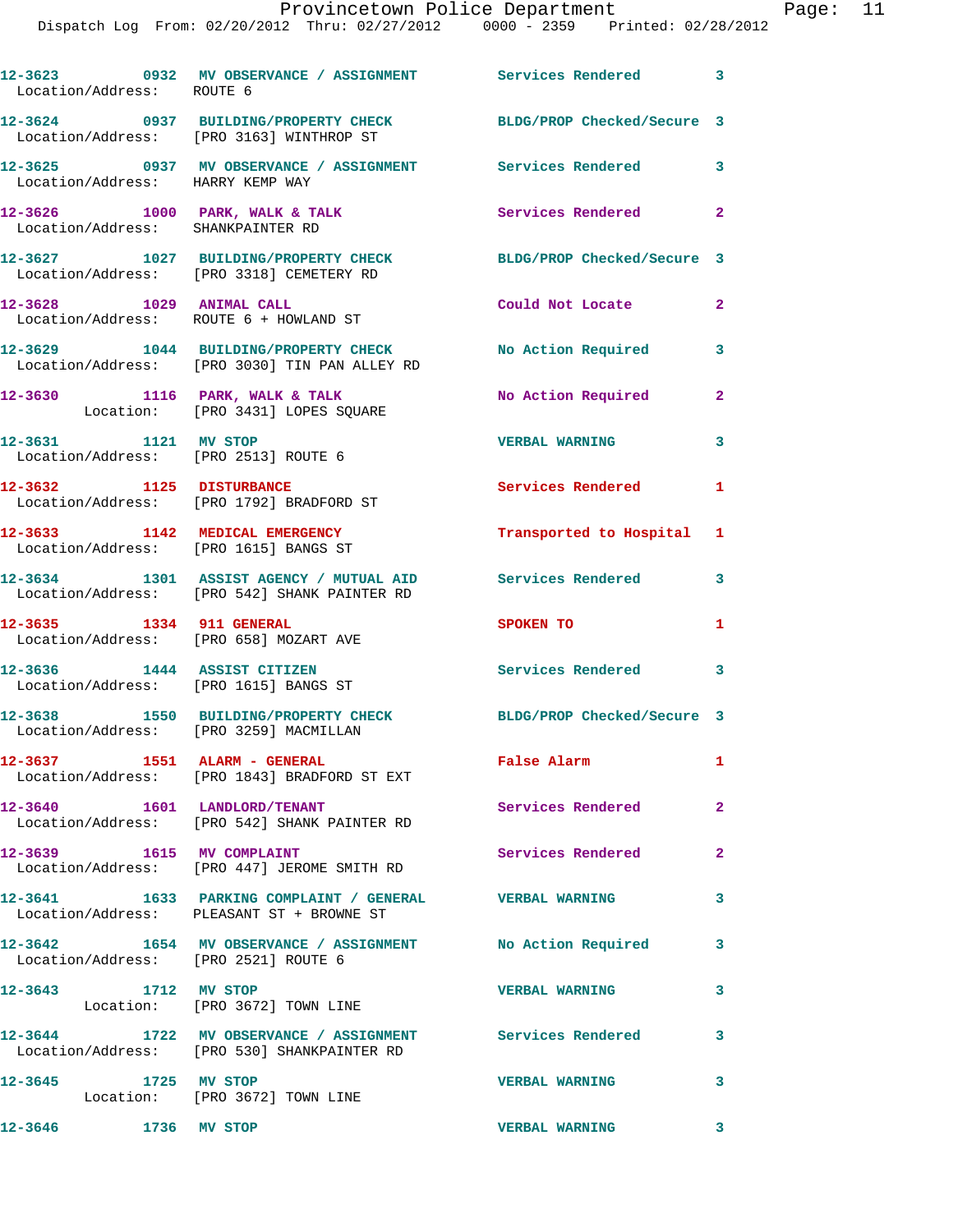12-3623 0932 MV OBSERVANCE / ASSIGNMENT Services Rendered 3
Location/Address: ROUTE 6

12-3624 0937 BUILDING/PROPERTY CHECK BLDG/PROP Checked/Secure 3
Location/Address: [PRO 3163] WINTHROP ST

12-3625 0937 MV OBSERVANCE / ASSIGNMENT Services Rendered 3
Location/Address: HARRY KEMP WAY

12-3626 1000 PARK, WALK & TALK Services Rendered 2
Location/Address: SHANKPAINTER RD

12-3627 1027 BUILDING/PROPERTY CHECK BLDG/PROP Checked/Secure 3
Location/Address: [PRO 3318] CEMETERY RD

12-3628 1029 ANIMAL CALL Could Not Locate 2
Location/Address: ROUTE 6 + HOWLAND ST

12-3629 1044 BUILDING/PROPERTY CHECK No Action Required 3
Location/Address: [PRO 3030] TIN PAN ALLEY RD

12-3630 1116 PARK, WALK & TALK No Action Required 2
Location: [PRO 3431] LOPES SQUARE

12-3631 1121 MV STOP VERBAL WARNING 3
Location/Address: [PRO 2513] ROUTE 6

12-3632 1125 DISTURBANCE Services Rendered 1
Location/Address: [PRO 1792] BRADFORD ST

12-3633 1142 MEDICAL EMERGENCY Transported to Hospital 1
Location/Address: [PRO 1615] BANGS ST

12-3634 1301 ASSIST AGENCY / MUTUAL AID Services Rendered 3
Location/Address: [PRO 542] SHANK PAINTER RD

12-3635 1334 911 GENERAL SPOKEN TO 1
Location/Address: [PRO 658] MOZART AVE

12-3636 1444 ASSIST CITIZEN Services Rendered 3
Location/Address: [PRO 1615] BANGS ST

12-3638 1550 BUILDING/PROPERTY CHECK BLDG/PROP Checked/Secure 3
Location/Address: [PRO 3259] MACMILLAN

12-3637 1551 ALARM - GENERAL False Alarm 1
Location/Address: [PRO 1843] BRADFORD ST EXT

12-3640 1601 LANDLORD/TENANT Services Rendered 2
Location/Address: [PRO 542] SHANK PAINTER RD

12-3639 1615 MV COMPLAINT Services Rendered 2
Location/Address: [PRO 447] JEROME SMITH RD

12-3641 1633 PARKING COMPLAINT / GENERAL VERBAL WARNING 3
Location/Address: PLEASANT ST + BROWNE ST

12-3642 1654 MV OBSERVANCE / ASSIGNMENT No Action Required 3
Location/Address: [PRO 2521] ROUTE 6

12-3643 1712 MV STOP VERBAL WARNING 3
Location: [PRO 3672] TOWN LINE

12-3644 1722 MV OBSERVANCE / ASSIGNMENT Services Rendered 3
Location/Address: [PRO 530] SHANKPAINTER RD

12-3645 1725 MV STOP VERBAL WARNING 3
Location: [PRO 3672] TOWN LINE

12-3646 1736 MV STOP VERBAL WARNING 3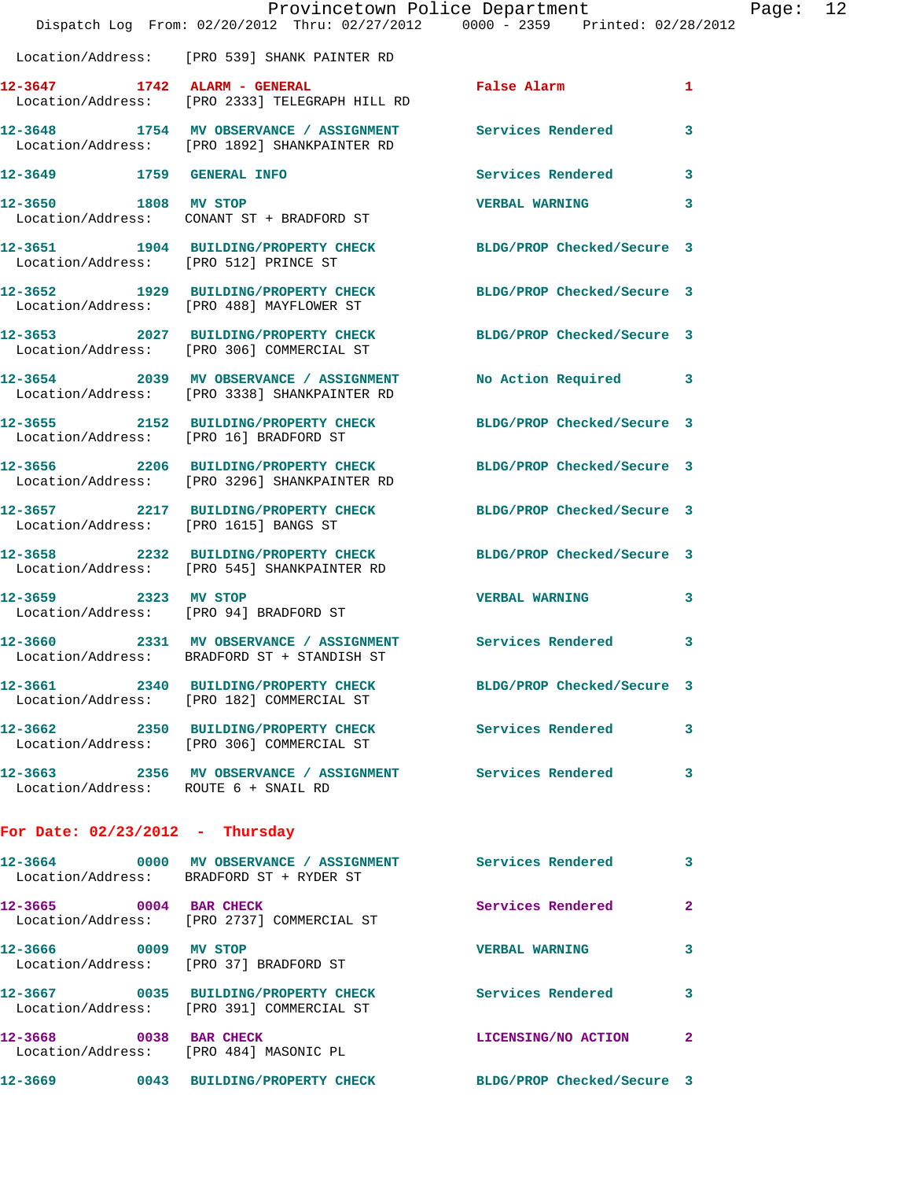Location/Address: [PRO 539] SHANK PAINTER RD

12-3647 1742 ALARM - GENERAL False Alarm 1
Location/Address: [PRO 2333] TELEGRAPH HILL RD

12-3648 1754 MV OBSERVANCE / ASSIGNMENT Services Rendered 3
Location/Address: [PRO 1892] SHANKPAINTER RD

12-3649 1759 GENERAL INFO Services Rendered 3

12-3650 1808 MV STOP VERBAL WARNING 3
Location/Address: CONANT ST + BRADFORD ST

12-3651 1904 BUILDING/PROPERTY CHECK BLDG/PROP Checked/Secure 3
Location/Address: [PRO 512] PRINCE ST

12-3652 1929 BUILDING/PROPERTY CHECK BLDG/PROP Checked/Secure 3
Location/Address: [PRO 488] MAYFLOWER ST

12-3653 2027 BUILDING/PROPERTY CHECK BLDG/PROP Checked/Secure 3
Location/Address: [PRO 306] COMMERCIAL ST

12-3654 2039 MV OBSERVANCE / ASSIGNMENT No Action Required 3
Location/Address: [PRO 3338] SHANKPAINTER RD

12-3655 2152 BUILDING/PROPERTY CHECK BLDG/PROP Checked/Secure 3
Location/Address: [PRO 16] BRADFORD ST

12-3656 2206 BUILDING/PROPERTY CHECK BLDG/PROP Checked/Secure 3
Location/Address: [PRO 3296] SHANKPAINTER RD

12-3657 2217 BUILDING/PROPERTY CHECK BLDG/PROP Checked/Secure 3
Location/Address: [PRO 1615] BANGS ST

12-3658 2232 BUILDING/PROPERTY CHECK BLDG/PROP Checked/Secure 3
Location/Address: [PRO 545] SHANKPAINTER RD

12-3659 2323 MV STOP VERBAL WARNING 3
Location/Address: [PRO 94] BRADFORD ST

12-3660 2331 MV OBSERVANCE / ASSIGNMENT Services Rendered 3
Location/Address: BRADFORD ST + STANDISH ST

12-3661 2340 BUILDING/PROPERTY CHECK BLDG/PROP Checked/Secure 3
Location/Address: [PRO 182] COMMERCIAL ST

12-3662 2350 BUILDING/PROPERTY CHECK Services Rendered 3
Location/Address: [PRO 306] COMMERCIAL ST

12-3663 2356 MV OBSERVANCE / ASSIGNMENT Services Rendered 3
Location/Address: ROUTE 6 + SNAIL RD

## For Date: 02/23/2012 - Thursday

12-3664 0000 MV OBSERVANCE / ASSIGNMENT Services Rendered 3
Location/Address: BRADFORD ST + RYDER ST

12-3665 0004 BAR CHECK Services Rendered 2
Location/Address: [PRO 2737] COMMERCIAL ST

12-3666 0009 MV STOP VERBAL WARNING 3
Location/Address: [PRO 37] BRADFORD ST

12-3667 0035 BUILDING/PROPERTY CHECK Services Rendered 3
Location/Address: [PRO 391] COMMERCIAL ST

12-3668 0038 BAR CHECK LICENSING/NO ACTION 2
Location/Address: [PRO 484] MASONIC PL

12-3669 0043 BUILDING/PROPERTY CHECK BLDG/PROP Checked/Secure 3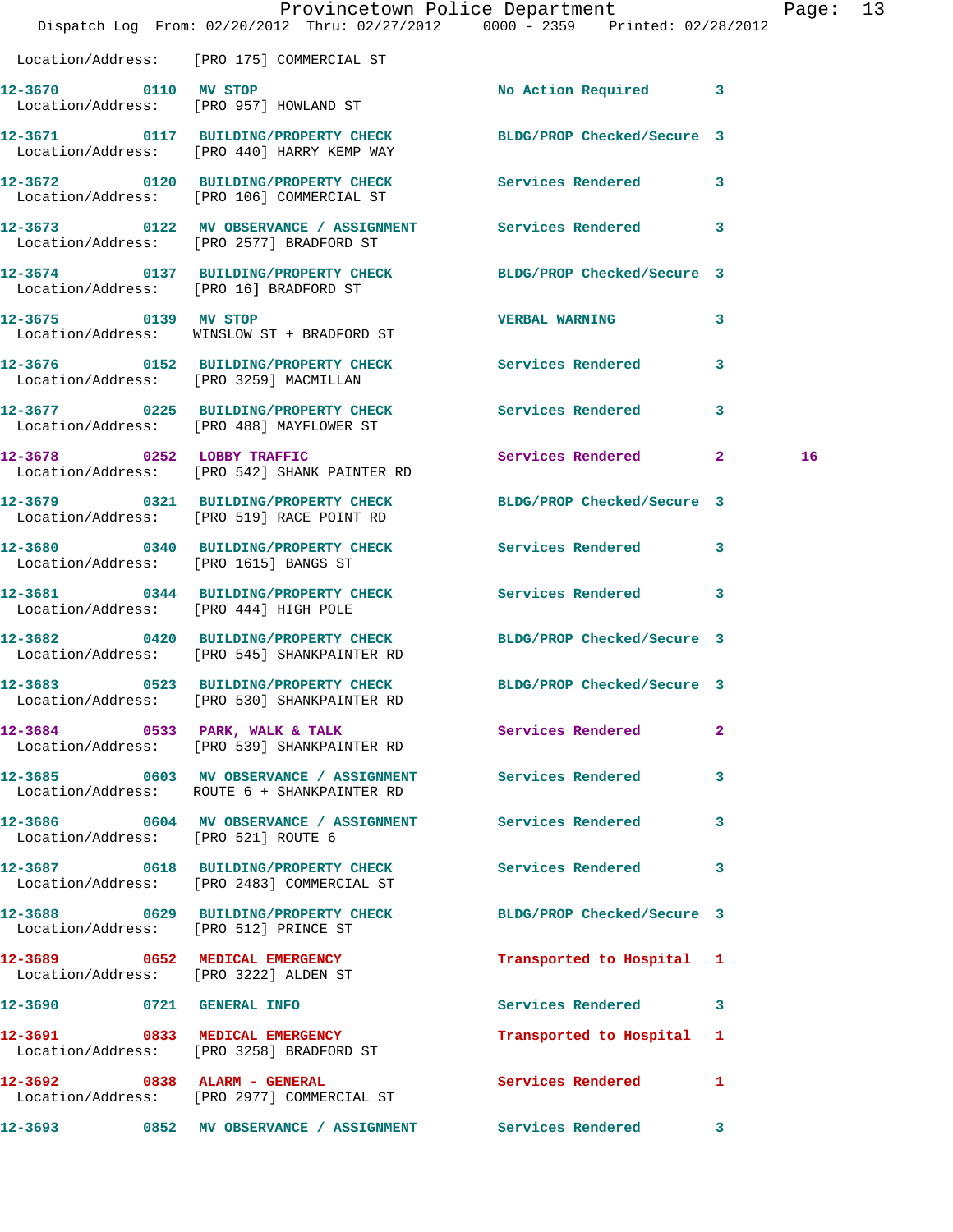Location/Address: [PRO 175] COMMERCIAL ST

**12-3670** 0110 **MV STOP** No Action Required 3
Location/Address: [PRO 957] HOWLAND ST

**12-3671** 0117 **BUILDING/PROPERTY CHECK** BLDG/PROP Checked/Secure 3
Location/Address: [PRO 440] HARRY KEMP WAY

**12-3672** 0120 **BUILDING/PROPERTY CHECK** Services Rendered 3
Location/Address: [PRO 106] COMMERCIAL ST

**12-3673** 0122 **MV OBSERVANCE / ASSIGNMENT** Services Rendered 3
Location/Address: [PRO 2577] BRADFORD ST

**12-3674** 0137 **BUILDING/PROPERTY CHECK** BLDG/PROP Checked/Secure 3
Location/Address: [PRO 16] BRADFORD ST

**12-3675** 0139 **MV STOP** VERBAL WARNING 3
Location/Address: WINSLOW ST + BRADFORD ST

**12-3676** 0152 **BUILDING/PROPERTY CHECK** Services Rendered 3
Location/Address: [PRO 3259] MACMILLAN

**12-3677** 0225 **BUILDING/PROPERTY CHECK** Services Rendered 3
Location/Address: [PRO 488] MAYFLOWER ST

**12-3678** 0252 **LOBBY TRAFFIC** Services Rendered 2 16
Location/Address: [PRO 542] SHANK PAINTER RD

**12-3679** 0321 **BUILDING/PROPERTY CHECK** BLDG/PROP Checked/Secure 3
Location/Address: [PRO 519] RACE POINT RD

**12-3680** 0340 **BUILDING/PROPERTY CHECK** Services Rendered 3
Location/Address: [PRO 1615] BANGS ST

**12-3681** 0344 **BUILDING/PROPERTY CHECK** Services Rendered 3
Location/Address: [PRO 444] HIGH POLE

**12-3682** 0420 **BUILDING/PROPERTY CHECK** BLDG/PROP Checked/Secure 3
Location/Address: [PRO 545] SHANKPAINTER RD

**12-3683** 0523 **BUILDING/PROPERTY CHECK** BLDG/PROP Checked/Secure 3
Location/Address: [PRO 530] SHANKPAINTER RD

**12-3684** 0533 **PARK, WALK & TALK** Services Rendered 2
Location/Address: [PRO 539] SHANKPAINTER RD

**12-3685** 0603 **MV OBSERVANCE / ASSIGNMENT** Services Rendered 3
Location/Address: ROUTE 6 + SHANKPAINTER RD

**12-3686** 0604 **MV OBSERVANCE / ASSIGNMENT** Services Rendered 3
Location/Address: [PRO 521] ROUTE 6

**12-3687** 0618 **BUILDING/PROPERTY CHECK** Services Rendered 3
Location/Address: [PRO 2483] COMMERCIAL ST

**12-3688** 0629 **BUILDING/PROPERTY CHECK** BLDG/PROP Checked/Secure 3
Location/Address: [PRO 512] PRINCE ST

**12-3689** 0652 **MEDICAL EMERGENCY** Transported to Hospital 1
Location/Address: [PRO 3222] ALDEN ST

**12-3690** 0721 **GENERAL INFO** Services Rendered 3

**12-3691** 0833 **MEDICAL EMERGENCY** Transported to Hospital 1
Location/Address: [PRO 3258] BRADFORD ST

**12-3692** 0838 **ALARM - GENERAL** Services Rendered 1
Location/Address: [PRO 2977] COMMERCIAL ST

**12-3693** 0852 **MV OBSERVANCE / ASSIGNMENT** Services Rendered 3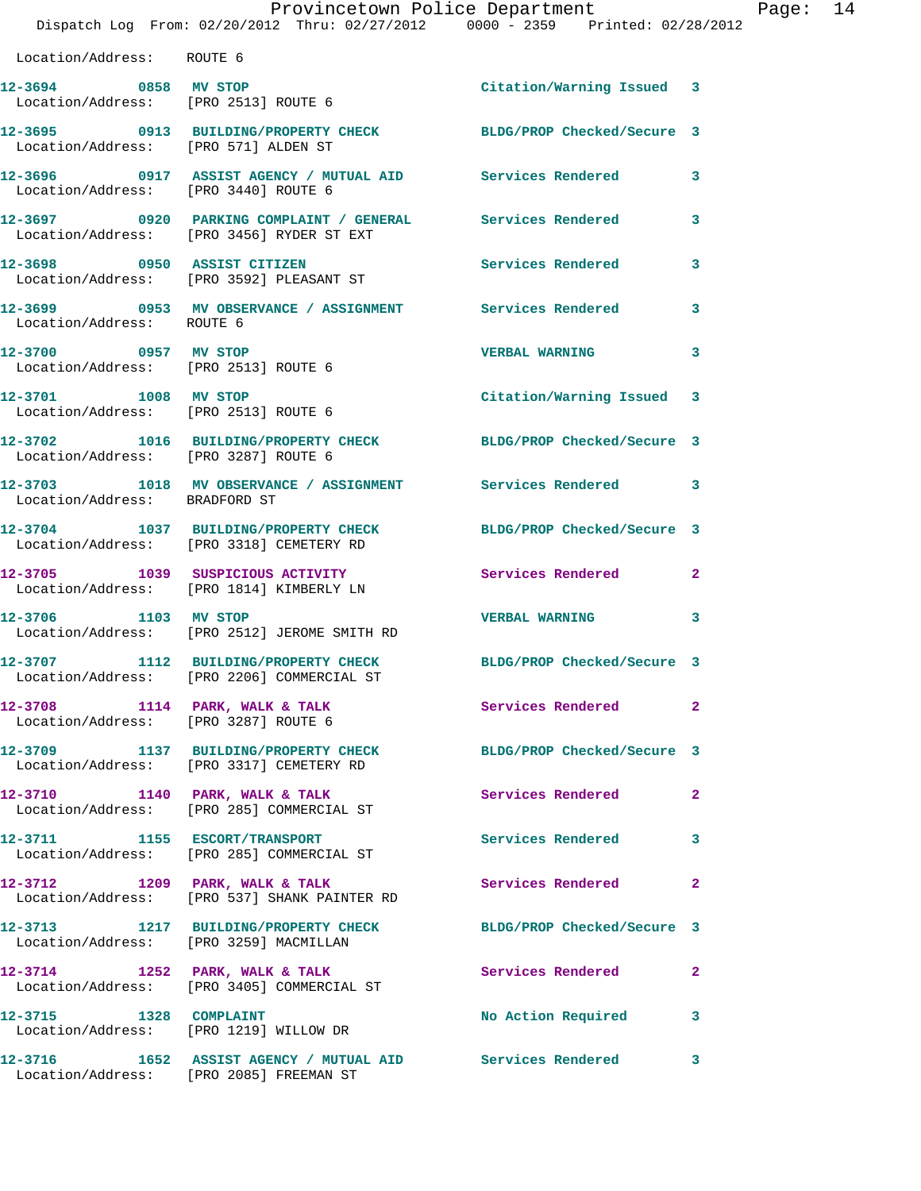Location/Address: ROUTE 6

12-3694 0858 MV STOP Citation/Warning Issued 3
Location/Address: [PRO 2513] ROUTE 6

12-3695 0913 BUILDING/PROPERTY CHECK BLDG/PROP Checked/Secure 3
Location/Address: [PRO 571] ALDEN ST

12-3696 0917 ASSIST AGENCY / MUTUAL AID Services Rendered 3
Location/Address: [PRO 3440] ROUTE 6

12-3697 0920 PARKING COMPLAINT / GENERAL Services Rendered 3
Location/Address: [PRO 3456] RYDER ST EXT

12-3698 0950 ASSIST CITIZEN Services Rendered 3
Location/Address: [PRO 3592] PLEASANT ST

12-3699 0953 MV OBSERVANCE / ASSIGNMENT Services Rendered 3
Location/Address: ROUTE 6

12-3700 0957 MV STOP VERBAL WARNING 3
Location/Address: [PRO 2513] ROUTE 6

12-3701 1008 MV STOP Citation/Warning Issued 3
Location/Address: [PRO 2513] ROUTE 6

12-3702 1016 BUILDING/PROPERTY CHECK BLDG/PROP Checked/Secure 3
Location/Address: [PRO 3287] ROUTE 6

12-3703 1018 MV OBSERVANCE / ASSIGNMENT Services Rendered 3
Location/Address: BRADFORD ST

12-3704 1037 BUILDING/PROPERTY CHECK BLDG/PROP Checked/Secure 3
Location/Address: [PRO 3318] CEMETERY RD

12-3705 1039 SUSPICIOUS ACTIVITY Services Rendered 2
Location/Address: [PRO 1814] KIMBERLY LN

12-3706 1103 MV STOP VERBAL WARNING 3
Location/Address: [PRO 2512] JEROME SMITH RD

12-3707 1112 BUILDING/PROPERTY CHECK BLDG/PROP Checked/Secure 3
Location/Address: [PRO 2206] COMMERCIAL ST

12-3708 1114 PARK, WALK & TALK Services Rendered 2
Location/Address: [PRO 3287] ROUTE 6

12-3709 1137 BUILDING/PROPERTY CHECK BLDG/PROP Checked/Secure 3
Location/Address: [PRO 3317] CEMETERY RD

12-3710 1140 PARK, WALK & TALK Services Rendered 2
Location/Address: [PRO 285] COMMERCIAL ST

12-3711 1155 ESCORT/TRANSPORT Services Rendered 3
Location/Address: [PRO 285] COMMERCIAL ST

12-3712 1209 PARK, WALK & TALK Services Rendered 2
Location/Address: [PRO 537] SHANK PAINTER RD

12-3713 1217 BUILDING/PROPERTY CHECK BLDG/PROP Checked/Secure 3
Location/Address: [PRO 3259] MACMILLAN

12-3714 1252 PARK, WALK & TALK Services Rendered 2
Location/Address: [PRO 3405] COMMERCIAL ST

12-3715 1328 COMPLAINT No Action Required 3
Location/Address: [PRO 1219] WILLOW DR

12-3716 1652 ASSIST AGENCY / MUTUAL AID Services Rendered 3
Location/Address: [PRO 2085] FREEMAN ST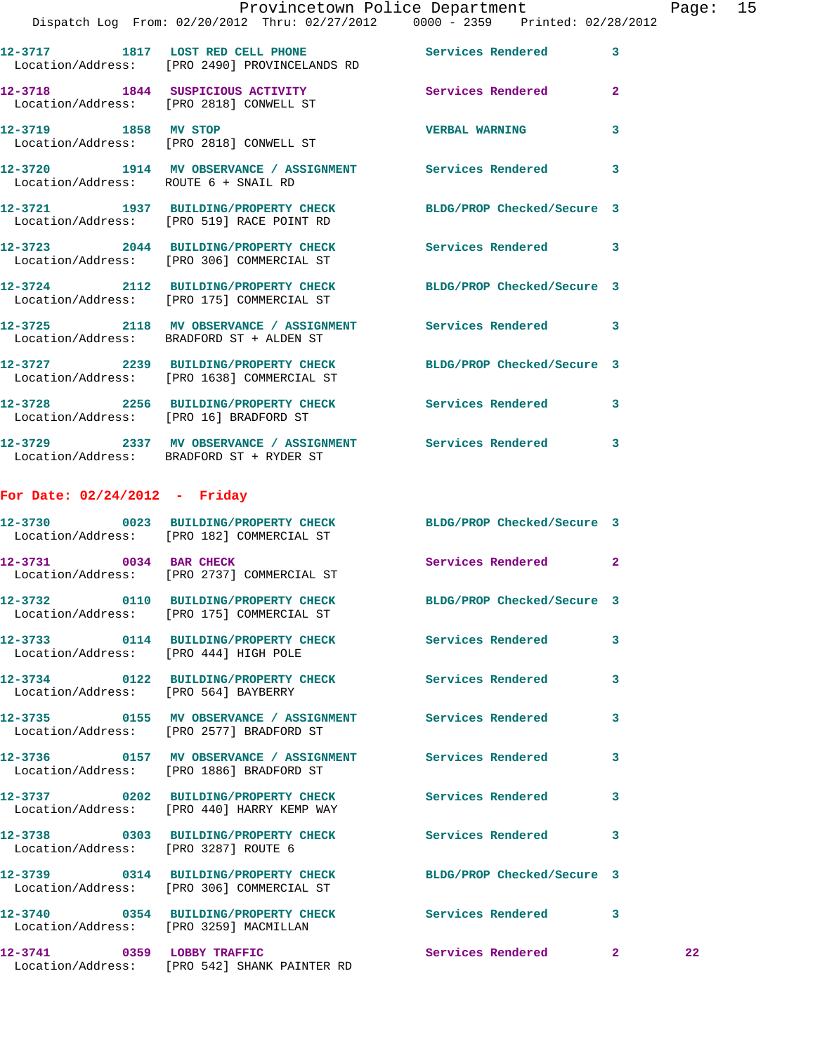12-3717 1817 LOST RED CELL PHONE Services Rendered 3
Location/Address: [PRO 2490] PROVINCELANDS RD

12-3718 1844 SUSPICIOUS ACTIVITY Services Rendered 2
Location/Address: [PRO 2818] CONWELL ST

12-3719 1858 MV STOP VERBAL WARNING 3
Location/Address: [PRO 2818] CONWELL ST

12-3720 1914 MV OBSERVANCE / ASSIGNMENT Services Rendered 3
Location/Address: ROUTE 6 + SNAIL RD

12-3721 1937 BUILDING/PROPERTY CHECK BLDG/PROP Checked/Secure 3
Location/Address: [PRO 519] RACE POINT RD

12-3723 2044 BUILDING/PROPERTY CHECK Services Rendered 3
Location/Address: [PRO 306] COMMERCIAL ST

12-3724 2112 BUILDING/PROPERTY CHECK BLDG/PROP Checked/Secure 3
Location/Address: [PRO 175] COMMERCIAL ST

12-3725 2118 MV OBSERVANCE / ASSIGNMENT Services Rendered 3
Location/Address: BRADFORD ST + ALDEN ST

12-3727 2239 BUILDING/PROPERTY CHECK BLDG/PROP Checked/Secure 3
Location/Address: [PRO 1638] COMMERCIAL ST

12-3728 2256 BUILDING/PROPERTY CHECK Services Rendered 3
Location/Address: [PRO 16] BRADFORD ST

12-3729 2337 MV OBSERVANCE / ASSIGNMENT Services Rendered 3
Location/Address: BRADFORD ST + RYDER ST

**For Date: 02/24/2012 - Friday**

12-3730 0023 BUILDING/PROPERTY CHECK BLDG/PROP Checked/Secure 3
Location/Address: [PRO 182] COMMERCIAL ST

12-3731 0034 BAR CHECK Services Rendered 2
Location/Address: [PRO 2737] COMMERCIAL ST

12-3732 0110 BUILDING/PROPERTY CHECK BLDG/PROP Checked/Secure 3
Location/Address: [PRO 175] COMMERCIAL ST

12-3733 0114 BUILDING/PROPERTY CHECK Services Rendered 3
Location/Address: [PRO 444] HIGH POLE

12-3734 0122 BUILDING/PROPERTY CHECK Services Rendered 3
Location/Address: [PRO 564] BAYBERRY

12-3735 0155 MV OBSERVANCE / ASSIGNMENT Services Rendered 3
Location/Address: [PRO 2577] BRADFORD ST

12-3736 0157 MV OBSERVANCE / ASSIGNMENT Services Rendered 3
Location/Address: [PRO 1886] BRADFORD ST

12-3737 0202 BUILDING/PROPERTY CHECK Services Rendered 3
Location/Address: [PRO 440] HARRY KEMP WAY

12-3738 0303 BUILDING/PROPERTY CHECK Services Rendered 3
Location/Address: [PRO 3287] ROUTE 6

12-3739 0314 BUILDING/PROPERTY CHECK BLDG/PROP Checked/Secure 3
Location/Address: [PRO 306] COMMERCIAL ST

12-3740 0354 BUILDING/PROPERTY CHECK Services Rendered 3
Location/Address: [PRO 3259] MACMILLAN

12-3741 0359 LOBBY TRAFFIC Services Rendered 2 22
Location/Address: [PRO 542] SHANK PAINTER RD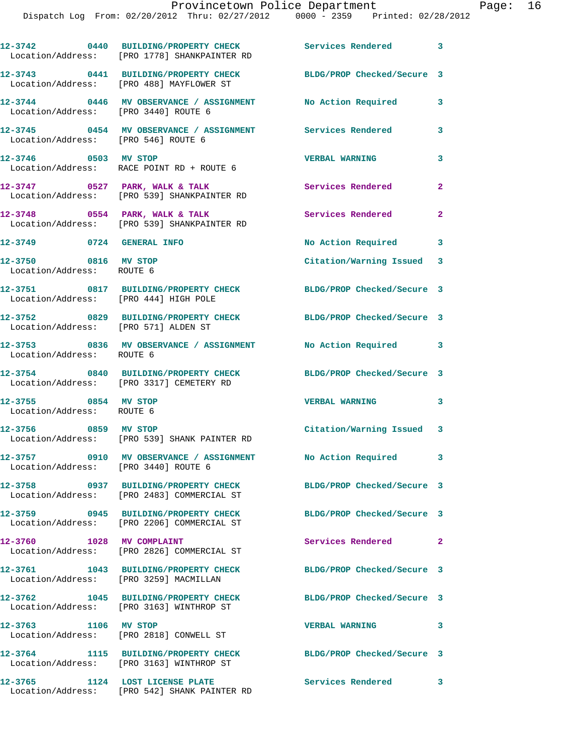12-3742 0440 BUILDING/PROPERTY CHECK Services Rendered 3
Location/Address: [PRO 1778] SHANKPAINTER RD

12-3743 0441 BUILDING/PROPERTY CHECK BLDG/PROP Checked/Secure 3
Location/Address: [PRO 488] MAYFLOWER ST

12-3744 0446 MV OBSERVANCE / ASSIGNMENT No Action Required 3
Location/Address: [PRO 3440] ROUTE 6

12-3745 0454 MV OBSERVANCE / ASSIGNMENT Services Rendered 3
Location/Address: [PRO 546] ROUTE 6

12-3746 0503 MV STOP VERBAL WARNING 3
Location/Address: RACE POINT RD + ROUTE 6

12-3747 0527 PARK, WALK & TALK Services Rendered 2
Location/Address: [PRO 539] SHANKPAINTER RD

12-3748 0554 PARK, WALK & TALK Services Rendered 2
Location/Address: [PRO 539] SHANKPAINTER RD

12-3749 0724 GENERAL INFO No Action Required 3

12-3750 0816 MV STOP Citation/Warning Issued 3
Location/Address: ROUTE 6

12-3751 0817 BUILDING/PROPERTY CHECK BLDG/PROP Checked/Secure 3
Location/Address: [PRO 444] HIGH POLE

12-3752 0829 BUILDING/PROPERTY CHECK BLDG/PROP Checked/Secure 3
Location/Address: [PRO 571] ALDEN ST

12-3753 0836 MV OBSERVANCE / ASSIGNMENT No Action Required 3
Location/Address: ROUTE 6

12-3754 0840 BUILDING/PROPERTY CHECK BLDG/PROP Checked/Secure 3
Location/Address: [PRO 3317] CEMETERY RD

12-3755 0854 MV STOP VERBAL WARNING 3
Location/Address: ROUTE 6

12-3756 0859 MV STOP Citation/Warning Issued 3
Location/Address: [PRO 539] SHANK PAINTER RD

12-3757 0910 MV OBSERVANCE / ASSIGNMENT No Action Required 3
Location/Address: [PRO 3440] ROUTE 6

12-3758 0937 BUILDING/PROPERTY CHECK BLDG/PROP Checked/Secure 3
Location/Address: [PRO 2483] COMMERCIAL ST

12-3759 0945 BUILDING/PROPERTY CHECK BLDG/PROP Checked/Secure 3
Location/Address: [PRO 2206] COMMERCIAL ST

12-3760 1028 MV COMPLAINT Services Rendered 2
Location/Address: [PRO 2826] COMMERCIAL ST

12-3761 1043 BUILDING/PROPERTY CHECK BLDG/PROP Checked/Secure 3
Location/Address: [PRO 3259] MACMILLAN

12-3762 1045 BUILDING/PROPERTY CHECK BLDG/PROP Checked/Secure 3
Location/Address: [PRO 3163] WINTHROP ST

12-3763 1106 MV STOP VERBAL WARNING 3
Location/Address: [PRO 2818] CONWELL ST

12-3764 1115 BUILDING/PROPERTY CHECK BLDG/PROP Checked/Secure 3
Location/Address: [PRO 3163] WINTHROP ST

12-3765 1124 LOST LICENSE PLATE Services Rendered 3
Location/Address: [PRO 542] SHANK PAINTER RD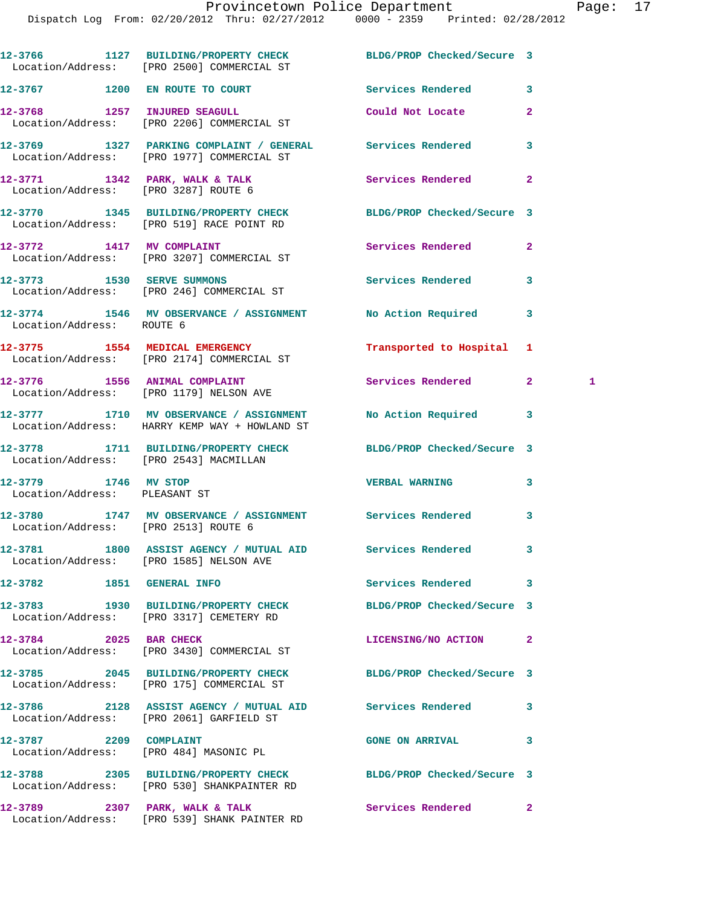12-3766 1127 BUILDING/PROPERTY CHECK BLDG/PROP Checked/Secure 3
Location/Address: [PRO 2500] COMMERCIAL ST

12-3767 1200 EN ROUTE TO COURT Services Rendered 3

12-3768 1257 INJURED SEAGULL Could Not Locate 2
Location/Address: [PRO 2206] COMMERCIAL ST

12-3769 1327 PARKING COMPLAINT / GENERAL Services Rendered 3
Location/Address: [PRO 1977] COMMERCIAL ST

12-3771 1342 PARK, WALK & TALK Services Rendered 2
Location/Address: [PRO 3287] ROUTE 6

12-3770 1345 BUILDING/PROPERTY CHECK BLDG/PROP Checked/Secure 3
Location/Address: [PRO 519] RACE POINT RD

12-3772 1417 MV COMPLAINT Services Rendered 2
Location/Address: [PRO 3207] COMMERCIAL ST

12-3773 1530 SERVE SUMMONS Services Rendered 3
Location/Address: [PRO 246] COMMERCIAL ST

12-3774 1546 MV OBSERVANCE / ASSIGNMENT No Action Required 3
Location/Address: ROUTE 6

12-3775 1554 MEDICAL EMERGENCY Transported to Hospital 1
Location/Address: [PRO 2174] COMMERCIAL ST

12-3776 1556 ANIMAL COMPLAINT Services Rendered 2 1
Location/Address: [PRO 1179] NELSON AVE

12-3777 1710 MV OBSERVANCE / ASSIGNMENT No Action Required 3
Location/Address: HARRY KEMP WAY + HOWLAND ST

12-3778 1711 BUILDING/PROPERTY CHECK BLDG/PROP Checked/Secure 3
Location/Address: [PRO 2543] MACMILLAN

12-3779 1746 MV STOP VERBAL WARNING 3
Location/Address: PLEASANT ST

12-3780 1747 MV OBSERVANCE / ASSIGNMENT Services Rendered 3
Location/Address: [PRO 2513] ROUTE 6

12-3781 1800 ASSIST AGENCY / MUTUAL AID Services Rendered 3
Location/Address: [PRO 1585] NELSON AVE

12-3782 1851 GENERAL INFO Services Rendered 3

12-3783 1930 BUILDING/PROPERTY CHECK BLDG/PROP Checked/Secure 3
Location/Address: [PRO 3317] CEMETERY RD

12-3784 2025 BAR CHECK LICENSING/NO ACTION 2
Location/Address: [PRO 3430] COMMERCIAL ST

12-3785 2045 BUILDING/PROPERTY CHECK BLDG/PROP Checked/Secure 3
Location/Address: [PRO 175] COMMERCIAL ST

12-3786 2128 ASSIST AGENCY / MUTUAL AID Services Rendered 3
Location/Address: [PRO 2061] GARFIELD ST

12-3787 2209 COMPLAINT GONE ON ARRIVAL 3
Location/Address: [PRO 484] MASONIC PL

12-3788 2305 BUILDING/PROPERTY CHECK BLDG/PROP Checked/Secure 3
Location/Address: [PRO 530] SHANKPAINTER RD

12-3789 2307 PARK, WALK & TALK Services Rendered 2
Location/Address: [PRO 539] SHANK PAINTER RD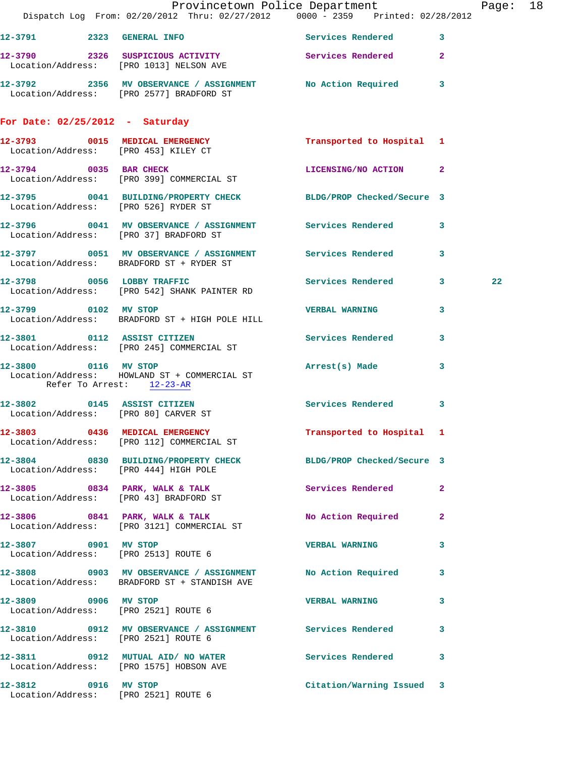12-3791 2323 GENERAL INFO Services Rendered 3

12-3790 2326 SUSPICIOUS ACTIVITY Services Rendered 2
Location/Address: [PRO 1013] NELSON AVE

12-3792 2356 MV OBSERVANCE / ASSIGNMENT No Action Required 3
Location/Address: [PRO 2577] BRADFORD ST

## For Date: 02/25/2012 - Saturday

12-3793 0015 MEDICAL EMERGENCY Transported to Hospital 1
Location/Address: [PRO 453] KILEY CT

12-3794 0035 BAR CHECK LICENSING/NO ACTION 2
Location/Address: [PRO 399] COMMERCIAL ST

12-3795 0041 BUILDING/PROPERTY CHECK BLDG/PROP Checked/Secure 3
Location/Address: [PRO 526] RYDER ST

12-3796 0041 MV OBSERVANCE / ASSIGNMENT Services Rendered 3
Location/Address: [PRO 37] BRADFORD ST

12-3797 0051 MV OBSERVANCE / ASSIGNMENT Services Rendered 3
Location/Address: BRADFORD ST + RYDER ST

12-3798 0056 LOBBY TRAFFIC Services Rendered 3 22
Location/Address: [PRO 542] SHANK PAINTER RD

12-3799 0102 MV STOP VERBAL WARNING 3
Location/Address: BRADFORD ST + HIGH POLE HILL

12-3801 0112 ASSIST CITIZEN Services Rendered 3
Location/Address: [PRO 245] COMMERCIAL ST

12-3800 0116 MV STOP Arrest(s) Made 3
Location/Address: HOWLAND ST + COMMERCIAL ST
Refer To Arrest: 12-23-AR

12-3802 0145 ASSIST CITIZEN Services Rendered 3
Location/Address: [PRO 80] CARVER ST

12-3803 0436 MEDICAL EMERGENCY Transported to Hospital 1
Location/Address: [PRO 112] COMMERCIAL ST

12-3804 0830 BUILDING/PROPERTY CHECK BLDG/PROP Checked/Secure 3
Location/Address: [PRO 444] HIGH POLE

12-3805 0834 PARK, WALK & TALK Services Rendered 2
Location/Address: [PRO 43] BRADFORD ST

12-3806 0841 PARK, WALK & TALK No Action Required 2
Location/Address: [PRO 3121] COMMERCIAL ST

12-3807 0901 MV STOP VERBAL WARNING 3
Location/Address: [PRO 2513] ROUTE 6

12-3808 0903 MV OBSERVANCE / ASSIGNMENT No Action Required 3
Location/Address: BRADFORD ST + STANDISH AVE

12-3809 0906 MV STOP VERBAL WARNING 3
Location/Address: [PRO 2521] ROUTE 6

12-3810 0912 MV OBSERVANCE / ASSIGNMENT Services Rendered 3
Location/Address: [PRO 2521] ROUTE 6

12-3811 0912 MUTUAL AID/ NO WATER Services Rendered 3
Location/Address: [PRO 1575] HOBSON AVE

12-3812 0916 MV STOP Citation/Warning Issued 3
Location/Address: [PRO 2521] ROUTE 6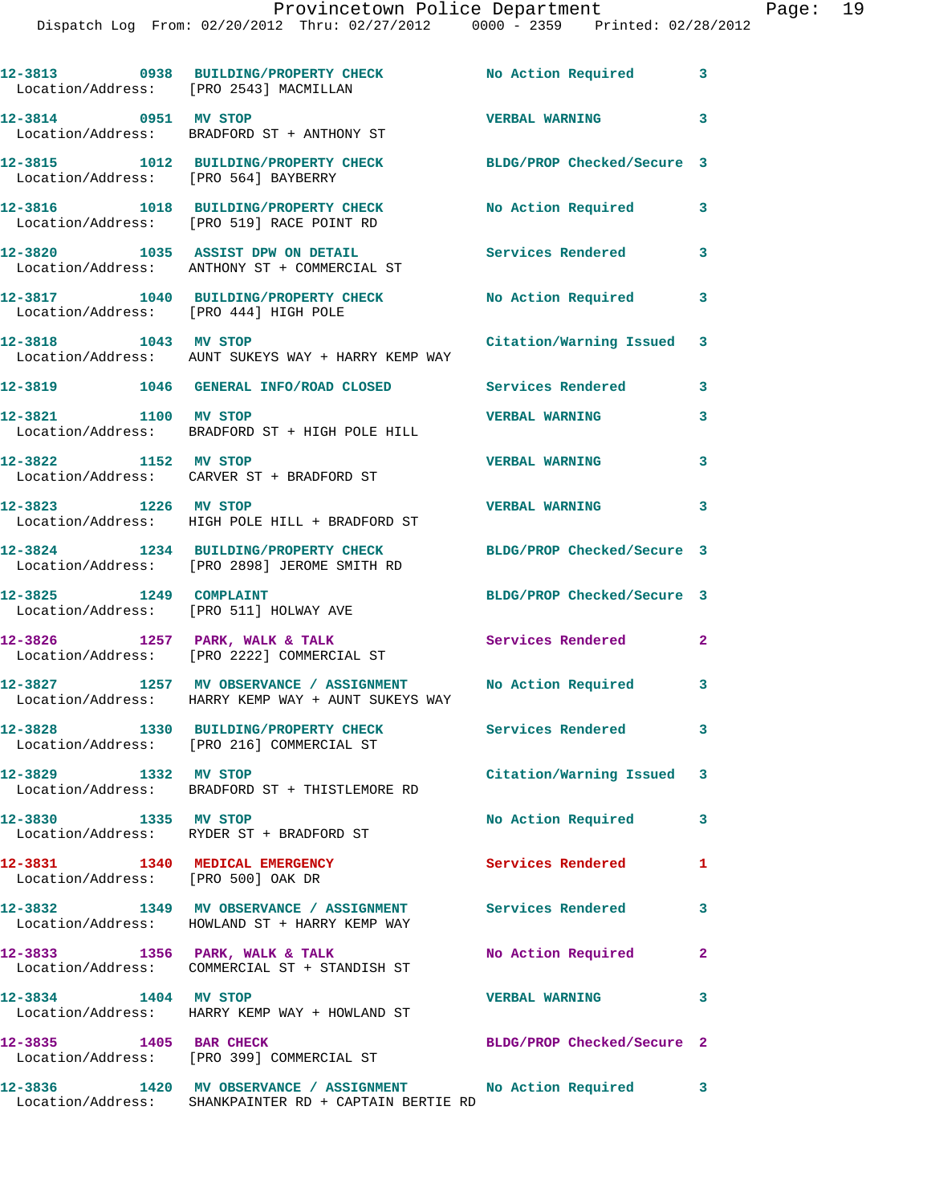| Call # | Time | Call Reason | Action | Priority |
|---|---|---|---|---|
| 12-3813 | 0938 | BUILDING/PROPERTY CHECK | No Action Required | 3 |
| | | Location/Address: [PRO 2543] MACMILLAN | | |
| 12-3814 | 0951 | MV STOP | VERBAL WARNING | 3 |
| | | Location/Address: BRADFORD ST + ANTHONY ST | | |
| 12-3815 | 1012 | BUILDING/PROPERTY CHECK | BLDG/PROP Checked/Secure | 3 |
| | | Location/Address: [PRO 564] BAYBERRY | | |
| 12-3816 | 1018 | BUILDING/PROPERTY CHECK | No Action Required | 3 |
| | | Location/Address: [PRO 519] RACE POINT RD | | |
| 12-3820 | 1035 | ASSIST DPW ON DETAIL | Services Rendered | 3 |
| | | Location/Address: ANTHONY ST + COMMERCIAL ST | | |
| 12-3817 | 1040 | BUILDING/PROPERTY CHECK | No Action Required | 3 |
| | | Location/Address: [PRO 444] HIGH POLE | | |
| 12-3818 | 1043 | MV STOP | Citation/Warning Issued | 3 |
| | | Location/Address: AUNT SUKEYS WAY + HARRY KEMP WAY | | |
| 12-3819 | 1046 | GENERAL INFO/ROAD CLOSED | Services Rendered | 3 |
| 12-3821 | 1100 | MV STOP | VERBAL WARNING | 3 |
| | | Location/Address: BRADFORD ST + HIGH POLE HILL | | |
| 12-3822 | 1152 | MV STOP | VERBAL WARNING | 3 |
| | | Location/Address: CARVER ST + BRADFORD ST | | |
| 12-3823 | 1226 | MV STOP | VERBAL WARNING | 3 |
| | | Location/Address: HIGH POLE HILL + BRADFORD ST | | |
| 12-3824 | 1234 | BUILDING/PROPERTY CHECK | BLDG/PROP Checked/Secure | 3 |
| | | Location/Address: [PRO 2898] JEROME SMITH RD | | |
| 12-3825 | 1249 | COMPLAINT | BLDG/PROP Checked/Secure | 3 |
| | | Location/Address: [PRO 511] HOLWAY AVE | | |
| 12-3826 | 1257 | PARK, WALK & TALK | Services Rendered | 2 |
| | | Location/Address: [PRO 2222] COMMERCIAL ST | | |
| 12-3827 | 1257 | MV OBSERVANCE / ASSIGNMENT | No Action Required | 3 |
| | | Location/Address: HARRY KEMP WAY + AUNT SUKEYS WAY | | |
| 12-3828 | 1330 | BUILDING/PROPERTY CHECK | Services Rendered | 3 |
| | | Location/Address: [PRO 216] COMMERCIAL ST | | |
| 12-3829 | 1332 | MV STOP | Citation/Warning Issued | 3 |
| | | Location/Address: BRADFORD ST + THISTLEMORE RD | | |
| 12-3830 | 1335 | MV STOP | No Action Required | 3 |
| | | Location/Address: RYDER ST + BRADFORD ST | | |
| 12-3831 | 1340 | MEDICAL EMERGENCY | Services Rendered | 1 |
| | | Location/Address: [PRO 500] OAK DR | | |
| 12-3832 | 1349 | MV OBSERVANCE / ASSIGNMENT | Services Rendered | 3 |
| | | Location/Address: HOWLAND ST + HARRY KEMP WAY | | |
| 12-3833 | 1356 | PARK, WALK & TALK | No Action Required | 2 |
| | | Location/Address: COMMERCIAL ST + STANDISH ST | | |
| 12-3834 | 1404 | MV STOP | VERBAL WARNING | 3 |
| | | Location/Address: HARRY KEMP WAY + HOWLAND ST | | |
| 12-3835 | 1405 | BAR CHECK | BLDG/PROP Checked/Secure | 2 |
| | | Location/Address: [PRO 399] COMMERCIAL ST | | |
| 12-3836 | 1420 | MV OBSERVANCE / ASSIGNMENT | No Action Required | 3 |
| | | Location/Address: SHANKPAINTER RD + CAPTAIN BERTIE RD | | |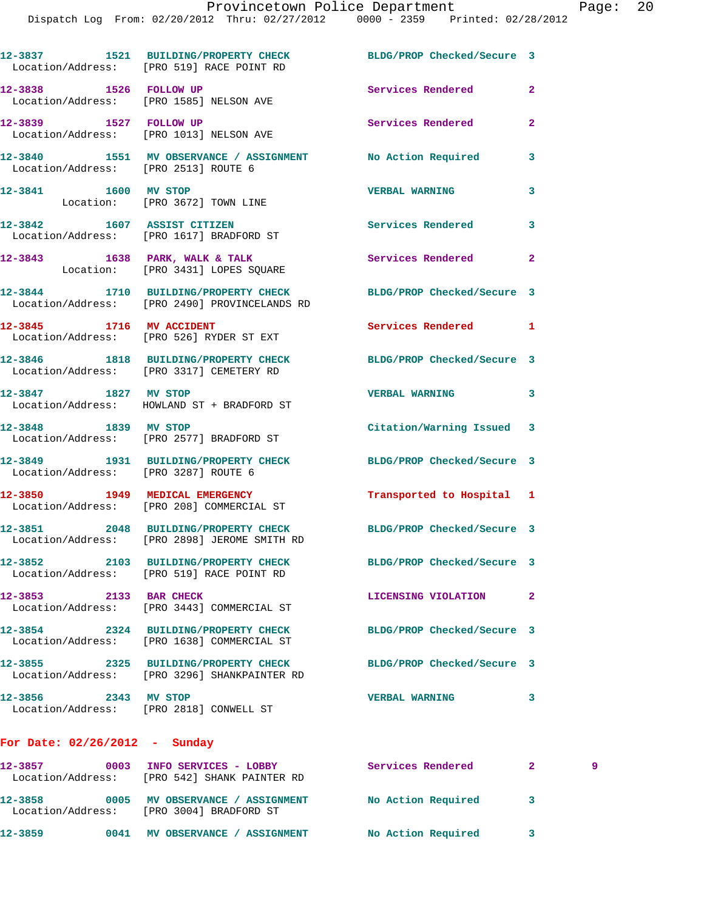12-3837 1521 BUILDING/PROPERTY CHECK BLDG/PROP Checked/Secure 3
Location/Address: [PRO 519] RACE POINT RD

12-3838 1526 FOLLOW UP Services Rendered 2
Location/Address: [PRO 1585] NELSON AVE

12-3839 1527 FOLLOW UP Services Rendered 2
Location/Address: [PRO 1013] NELSON AVE

12-3840 1551 MV OBSERVANCE / ASSIGNMENT No Action Required 3
Location/Address: [PRO 2513] ROUTE 6

12-3841 1600 MV STOP VERBAL WARNING 3
Location: [PRO 3672] TOWN LINE

12-3842 1607 ASSIST CITIZEN Services Rendered 3
Location/Address: [PRO 1617] BRADFORD ST

12-3843 1638 PARK, WALK & TALK Services Rendered 2
Location: [PRO 3431] LOPES SQUARE

12-3844 1710 BUILDING/PROPERTY CHECK BLDG/PROP Checked/Secure 3
Location/Address: [PRO 2490] PROVINCELANDS RD

12-3845 1716 MV ACCIDENT Services Rendered 1
Location/Address: [PRO 526] RYDER ST EXT

12-3846 1818 BUILDING/PROPERTY CHECK BLDG/PROP Checked/Secure 3
Location/Address: [PRO 3317] CEMETERY RD

12-3847 1827 MV STOP VERBAL WARNING 3
Location/Address: HOWLAND ST + BRADFORD ST

12-3848 1839 MV STOP Citation/Warning Issued 3
Location/Address: [PRO 2577] BRADFORD ST

12-3849 1931 BUILDING/PROPERTY CHECK BLDG/PROP Checked/Secure 3
Location/Address: [PRO 3287] ROUTE 6

12-3850 1949 MEDICAL EMERGENCY Transported to Hospital 1
Location/Address: [PRO 208] COMMERCIAL ST

12-3851 2048 BUILDING/PROPERTY CHECK BLDG/PROP Checked/Secure 3
Location/Address: [PRO 2898] JEROME SMITH RD

12-3852 2103 BUILDING/PROPERTY CHECK BLDG/PROP Checked/Secure 3
Location/Address: [PRO 519] RACE POINT RD

12-3853 2133 BAR CHECK LICENSING VIOLATION 2
Location/Address: [PRO 3443] COMMERCIAL ST

12-3854 2324 BUILDING/PROPERTY CHECK BLDG/PROP Checked/Secure 3
Location/Address: [PRO 1638] COMMERCIAL ST

12-3855 2325 BUILDING/PROPERTY CHECK BLDG/PROP Checked/Secure 3
Location/Address: [PRO 3296] SHANKPAINTER RD

12-3856 2343 MV STOP VERBAL WARNING 3
Location/Address: [PRO 2818] CONWELL ST

**For Date: 02/26/2012 - Sunday**

12-3857 0003 INFO SERVICES - LOBBY Services Rendered 2 9
Location/Address: [PRO 542] SHANK PAINTER RD

12-3858 0005 MV OBSERVANCE / ASSIGNMENT No Action Required 3
Location/Address: [PRO 3004] BRADFORD ST

12-3859 0041 MV OBSERVANCE / ASSIGNMENT No Action Required 3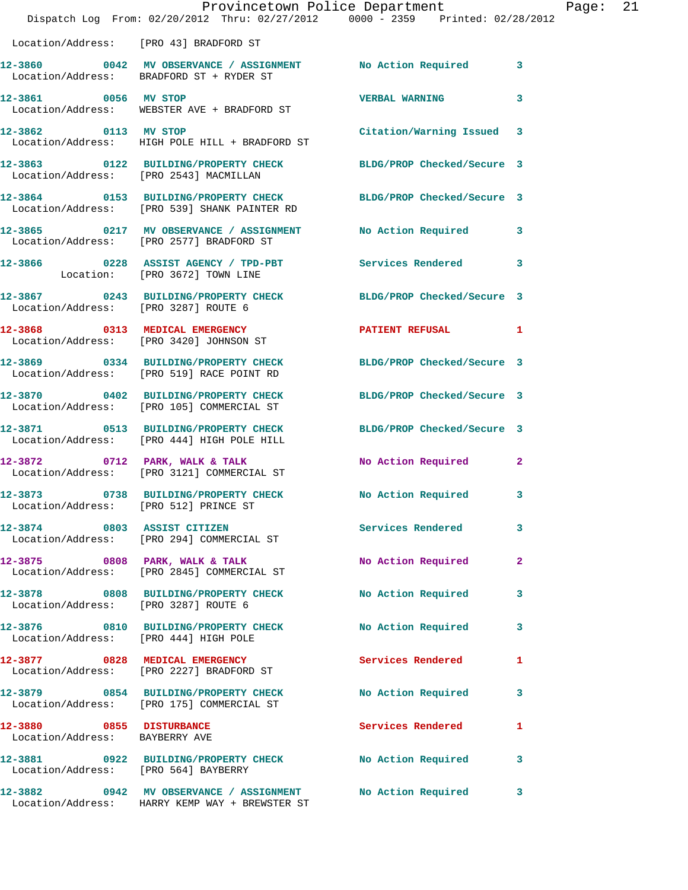Location/Address: [PRO 43] BRADFORD ST

| Call # | Time | Call Reason | Action | Priority |
|---|---|---|---|---|
| 12-3860 | 0042 | MV OBSERVANCE / ASSIGNMENT | No Action Required | 3 |
| | | Location/Address: BRADFORD ST + RYDER ST | | |
| 12-3861 | 0056 | MV STOP | VERBAL WARNING | 3 |
| | | Location/Address: WEBSTER AVE + BRADFORD ST | | |
| 12-3862 | 0113 | MV STOP | Citation/Warning Issued | 3 |
| | | Location/Address: HIGH POLE HILL + BRADFORD ST | | |
| 12-3863 | 0122 | BUILDING/PROPERTY CHECK | BLDG/PROP Checked/Secure | 3 |
| | | Location/Address: [PRO 2543] MACMILLAN | | |
| 12-3864 | 0153 | BUILDING/PROPERTY CHECK | BLDG/PROP Checked/Secure | 3 |
| | | Location/Address: [PRO 539] SHANK PAINTER RD | | |
| 12-3865 | 0217 | MV OBSERVANCE / ASSIGNMENT | No Action Required | 3 |
| | | Location/Address: [PRO 2577] BRADFORD ST | | |
| 12-3866 | 0228 | ASSIST AGENCY / TPD-PBT | Services Rendered | 3 |
| | | Location: [PRO 3672] TOWN LINE | | |
| 12-3867 | 0243 | BUILDING/PROPERTY CHECK | BLDG/PROP Checked/Secure | 3 |
| | | Location/Address: [PRO 3287] ROUTE 6 | | |
| 12-3868 | 0313 | MEDICAL EMERGENCY | PATIENT REFUSAL | 1 |
| | | Location/Address: [PRO 3420] JOHNSON ST | | |
| 12-3869 | 0334 | BUILDING/PROPERTY CHECK | BLDG/PROP Checked/Secure | 3 |
| | | Location/Address: [PRO 519] RACE POINT RD | | |
| 12-3870 | 0402 | BUILDING/PROPERTY CHECK | BLDG/PROP Checked/Secure | 3 |
| | | Location/Address: [PRO 105] COMMERCIAL ST | | |
| 12-3871 | 0513 | BUILDING/PROPERTY CHECK | BLDG/PROP Checked/Secure | 3 |
| | | Location/Address: [PRO 444] HIGH POLE HILL | | |
| 12-3872 | 0712 | PARK, WALK & TALK | No Action Required | 2 |
| | | Location/Address: [PRO 3121] COMMERCIAL ST | | |
| 12-3873 | 0738 | BUILDING/PROPERTY CHECK | No Action Required | 3 |
| | | Location/Address: [PRO 512] PRINCE ST | | |
| 12-3874 | 0803 | ASSIST CITIZEN | Services Rendered | 3 |
| | | Location/Address: [PRO 294] COMMERCIAL ST | | |
| 12-3875 | 0808 | PARK, WALK & TALK | No Action Required | 2 |
| | | Location/Address: [PRO 2845] COMMERCIAL ST | | |
| 12-3878 | 0808 | BUILDING/PROPERTY CHECK | No Action Required | 3 |
| | | Location/Address: [PRO 3287] ROUTE 6 | | |
| 12-3876 | 0810 | BUILDING/PROPERTY CHECK | No Action Required | 3 |
| | | Location/Address: [PRO 444] HIGH POLE | | |
| 12-3877 | 0828 | MEDICAL EMERGENCY | Services Rendered | 1 |
| | | Location/Address: [PRO 2227] BRADFORD ST | | |
| 12-3879 | 0854 | BUILDING/PROPERTY CHECK | No Action Required | 3 |
| | | Location/Address: [PRO 175] COMMERCIAL ST | | |
| 12-3880 | 0855 | DISTURBANCE | Services Rendered | 1 |
| | | Location/Address: BAYBERRY AVE | | |
| 12-3881 | 0922 | BUILDING/PROPERTY CHECK | No Action Required | 3 |
| | | Location/Address: [PRO 564] BAYBERRY | | |
| 12-3882 | 0942 | MV OBSERVANCE / ASSIGNMENT | No Action Required | 3 |
| | | Location/Address: HARRY KEMP WAY + BREWSTER ST | | |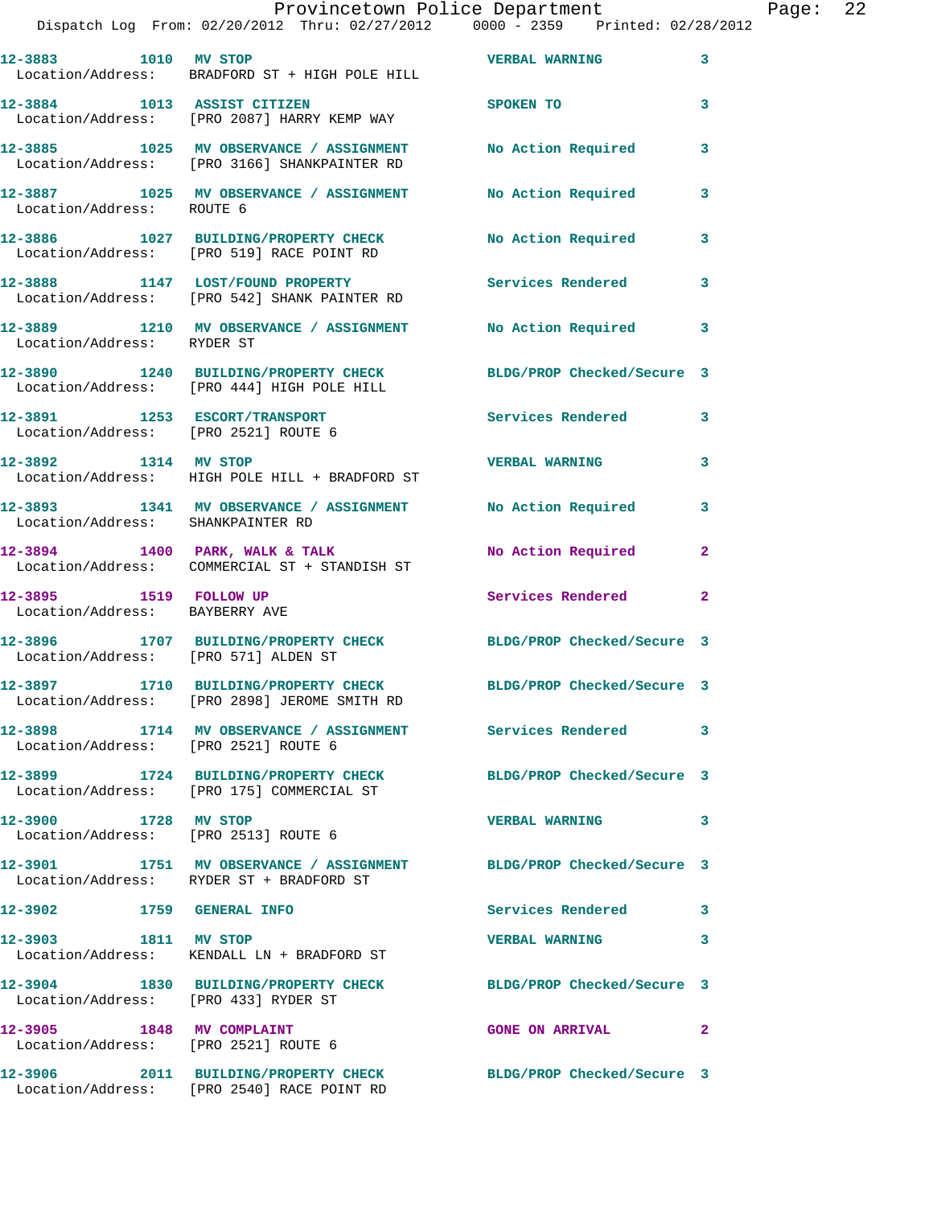12-3883 1010 MV STOP VERBAL WARNING 3
Location/Address: BRADFORD ST + HIGH POLE HILL

12-3884 1013 ASSIST CITIZEN SPOKEN TO 3
Location/Address: [PRO 2087] HARRY KEMP WAY

12-3885 1025 MV OBSERVANCE / ASSIGNMENT No Action Required 3
Location/Address: [PRO 3166] SHANKPAINTER RD

12-3887 1025 MV OBSERVANCE / ASSIGNMENT No Action Required 3
Location/Address: ROUTE 6

12-3886 1027 BUILDING/PROPERTY CHECK No Action Required 3
Location/Address: [PRO 519] RACE POINT RD

12-3888 1147 LOST/FOUND PROPERTY Services Rendered 3
Location/Address: [PRO 542] SHANK PAINTER RD

12-3889 1210 MV OBSERVANCE / ASSIGNMENT No Action Required 3
Location/Address: RYDER ST

12-3890 1240 BUILDING/PROPERTY CHECK BLDG/PROP Checked/Secure 3
Location/Address: [PRO 444] HIGH POLE HILL

12-3891 1253 ESCORT/TRANSPORT Services Rendered 3
Location/Address: [PRO 2521] ROUTE 6

12-3892 1314 MV STOP VERBAL WARNING 3
Location/Address: HIGH POLE HILL + BRADFORD ST

12-3893 1341 MV OBSERVANCE / ASSIGNMENT No Action Required 3
Location/Address: SHANKPAINTER RD

12-3894 1400 PARK, WALK & TALK No Action Required 2
Location/Address: COMMERCIAL ST + STANDISH ST

12-3895 1519 FOLLOW UP Services Rendered 2
Location/Address: BAYBERRY AVE

12-3896 1707 BUILDING/PROPERTY CHECK BLDG/PROP Checked/Secure 3
Location/Address: [PRO 571] ALDEN ST

12-3897 1710 BUILDING/PROPERTY CHECK BLDG/PROP Checked/Secure 3
Location/Address: [PRO 2898] JEROME SMITH RD

12-3898 1714 MV OBSERVANCE / ASSIGNMENT Services Rendered 3
Location/Address: [PRO 2521] ROUTE 6

12-3899 1724 BUILDING/PROPERTY CHECK BLDG/PROP Checked/Secure 3
Location/Address: [PRO 175] COMMERCIAL ST

12-3900 1728 MV STOP VERBAL WARNING 3
Location/Address: [PRO 2513] ROUTE 6

12-3901 1751 MV OBSERVANCE / ASSIGNMENT BLDG/PROP Checked/Secure 3
Location/Address: RYDER ST + BRADFORD ST

12-3902 1759 GENERAL INFO Services Rendered 3

12-3903 1811 MV STOP VERBAL WARNING 3
Location/Address: KENDALL LN + BRADFORD ST

12-3904 1830 BUILDING/PROPERTY CHECK BLDG/PROP Checked/Secure 3
Location/Address: [PRO 433] RYDER ST

12-3905 1848 MV COMPLAINT GONE ON ARRIVAL 2
Location/Address: [PRO 2521] ROUTE 6

12-3906 2011 BUILDING/PROPERTY CHECK BLDG/PROP Checked/Secure 3
Location/Address: [PRO 2540] RACE POINT RD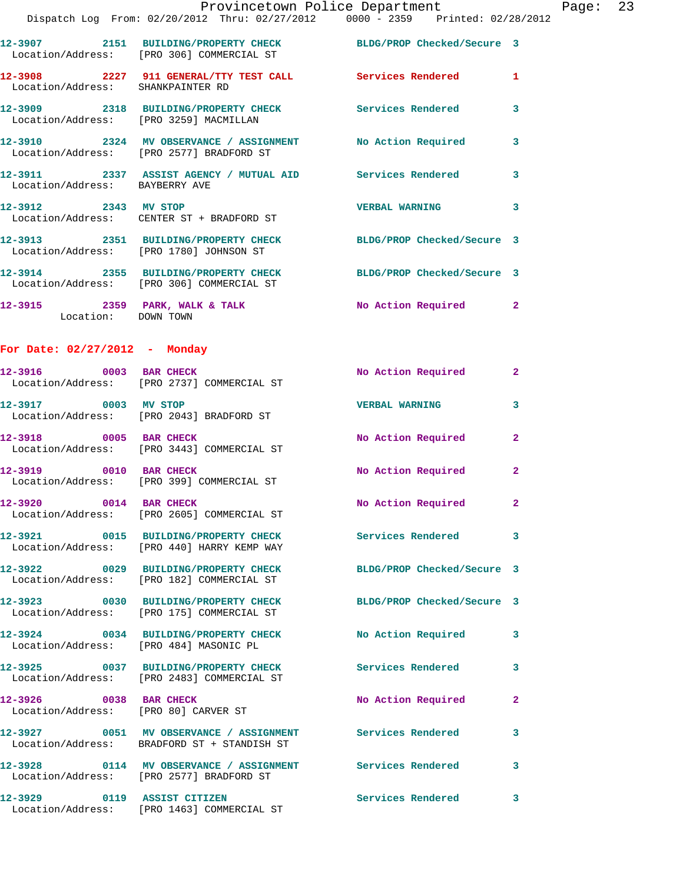12-3907 2151 BUILDING/PROPERTY CHECK BLDG/PROP Checked/Secure 3
Location/Address: [PRO 306] COMMERCIAL ST

12-3908 2227 911 GENERAL/TTY TEST CALL Services Rendered 1
Location/Address: SHANKPAINTER RD

12-3909 2318 BUILDING/PROPERTY CHECK Services Rendered 3
Location/Address: [PRO 3259] MACMILLAN

12-3910 2324 MV OBSERVANCE / ASSIGNMENT No Action Required 3
Location/Address: [PRO 2577] BRADFORD ST

12-3911 2337 ASSIST AGENCY / MUTUAL AID Services Rendered 3
Location/Address: BAYBERRY AVE

12-3912 2343 MV STOP VERBAL WARNING 3
Location/Address: CENTER ST + BRADFORD ST

12-3913 2351 BUILDING/PROPERTY CHECK BLDG/PROP Checked/Secure 3
Location/Address: [PRO 1780] JOHNSON ST

12-3914 2355 BUILDING/PROPERTY CHECK BLDG/PROP Checked/Secure 3
Location/Address: [PRO 306] COMMERCIAL ST

12-3915 2359 PARK, WALK & TALK No Action Required 2
Location: DOWN TOWN

**For Date: 02/27/2012 - Monday**

12-3916 0003 BAR CHECK No Action Required 2
Location/Address: [PRO 2737] COMMERCIAL ST

12-3917 0003 MV STOP VERBAL WARNING 3
Location/Address: [PRO 2043] BRADFORD ST

12-3918 0005 BAR CHECK No Action Required 2
Location/Address: [PRO 3443] COMMERCIAL ST

12-3919 0010 BAR CHECK No Action Required 2
Location/Address: [PRO 399] COMMERCIAL ST

12-3920 0014 BAR CHECK No Action Required 2
Location/Address: [PRO 2605] COMMERCIAL ST

12-3921 0015 BUILDING/PROPERTY CHECK Services Rendered 3
Location/Address: [PRO 440] HARRY KEMP WAY

12-3922 0029 BUILDING/PROPERTY CHECK BLDG/PROP Checked/Secure 3
Location/Address: [PRO 182] COMMERCIAL ST

12-3923 0030 BUILDING/PROPERTY CHECK BLDG/PROP Checked/Secure 3
Location/Address: [PRO 175] COMMERCIAL ST

12-3924 0034 BUILDING/PROPERTY CHECK No Action Required 3
Location/Address: [PRO 484] MASONIC PL

12-3925 0037 BUILDING/PROPERTY CHECK Services Rendered 3
Location/Address: [PRO 2483] COMMERCIAL ST

12-3926 0038 BAR CHECK No Action Required 2
Location/Address: [PRO 80] CARVER ST

12-3927 0051 MV OBSERVANCE / ASSIGNMENT Services Rendered 3
Location/Address: BRADFORD ST + STANDISH ST

12-3928 0114 MV OBSERVANCE / ASSIGNMENT Services Rendered 3
Location/Address: [PRO 2577] BRADFORD ST

12-3929 0119 ASSIST CITIZEN Services Rendered 3
Location/Address: [PRO 1463] COMMERCIAL ST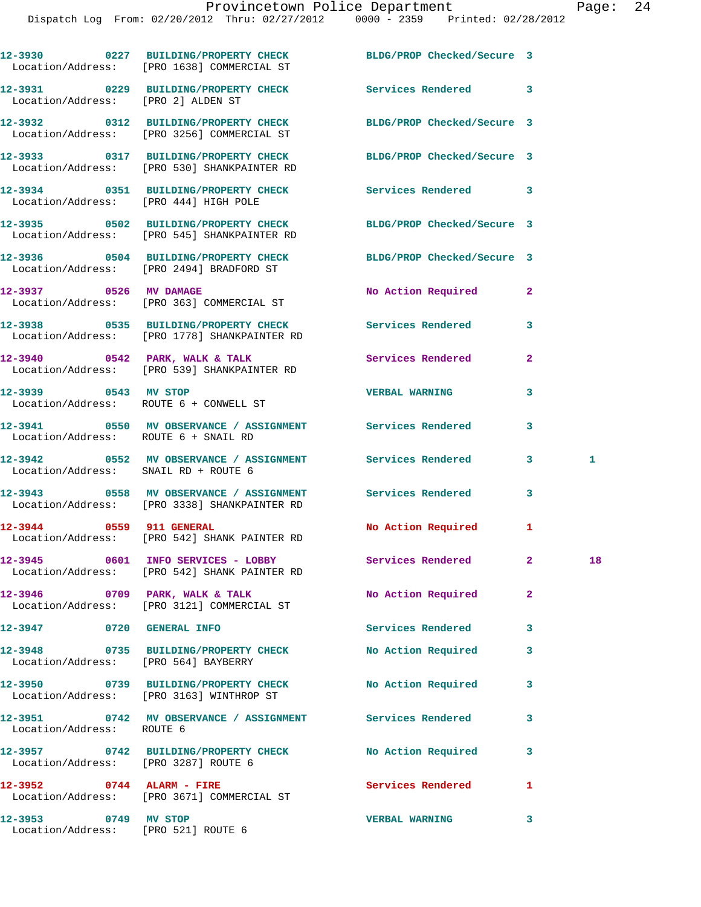| Call # | Time | Call Reason | Action | Priority | |
|---|---|---|---|---|---|
| 12-3930 | 0227 | BUILDING/PROPERTY CHECK | BLDG/PROP Checked/Secure | 3 | |
| Location/Address: [PRO 1638] COMMERCIAL ST | | | | | |
| 12-3931 | 0229 | BUILDING/PROPERTY CHECK | Services Rendered | 3 | |
| Location/Address: [PRO 2] ALDEN ST | | | | | |
| 12-3932 | 0312 | BUILDING/PROPERTY CHECK | BLDG/PROP Checked/Secure | 3 | |
| Location/Address: [PRO 3256] COMMERCIAL ST | | | | | |
| 12-3933 | 0317 | BUILDING/PROPERTY CHECK | BLDG/PROP Checked/Secure | 3 | |
| Location/Address: [PRO 530] SHANKPAINTER RD | | | | | |
| 12-3934 | 0351 | BUILDING/PROPERTY CHECK | Services Rendered | 3 | |
| Location/Address: [PRO 444] HIGH POLE | | | | | |
| 12-3935 | 0502 | BUILDING/PROPERTY CHECK | BLDG/PROP Checked/Secure | 3 | |
| Location/Address: [PRO 545] SHANKPAINTER RD | | | | | |
| 12-3936 | 0504 | BUILDING/PROPERTY CHECK | BLDG/PROP Checked/Secure | 3 | |
| Location/Address: [PRO 2494] BRADFORD ST | | | | | |
| 12-3937 | 0526 | MV DAMAGE | No Action Required | 2 | |
| Location/Address: [PRO 363] COMMERCIAL ST | | | | | |
| 12-3938 | 0535 | BUILDING/PROPERTY CHECK | Services Rendered | 3 | |
| Location/Address: [PRO 1778] SHANKPAINTER RD | | | | | |
| 12-3940 | 0542 | PARK, WALK & TALK | Services Rendered | 2 | |
| Location/Address: [PRO 539] SHANKPAINTER RD | | | | | |
| 12-3939 | 0543 | MV STOP | VERBAL WARNING | 3 | |
| Location/Address: ROUTE 6 + CONWELL ST | | | | | |
| 12-3941 | 0550 | MV OBSERVANCE / ASSIGNMENT | Services Rendered | 3 | |
| Location/Address: ROUTE 6 + SNAIL RD | | | | | |
| 12-3942 | 0552 | MV OBSERVANCE / ASSIGNMENT | Services Rendered | 3 | 1 |
| Location/Address: SNAIL RD + ROUTE 6 | | | | | |
| 12-3943 | 0558 | MV OBSERVANCE / ASSIGNMENT | Services Rendered | 3 | |
| Location/Address: [PRO 3338] SHANKPAINTER RD | | | | | |
| 12-3944 | 0559 | 911 GENERAL | No Action Required | 1 | |
| Location/Address: [PRO 542] SHANK PAINTER RD | | | | | |
| 12-3945 | 0601 | INFO SERVICES - LOBBY | Services Rendered | 2 | 18 |
| Location/Address: [PRO 542] SHANK PAINTER RD | | | | | |
| 12-3946 | 0709 | PARK, WALK & TALK | No Action Required | 2 | |
| Location/Address: [PRO 3121] COMMERCIAL ST | | | | | |
| 12-3947 | 0720 | GENERAL INFO | Services Rendered | 3 | |
| 12-3948 | 0735 | BUILDING/PROPERTY CHECK | No Action Required | 3 | |
| Location/Address: [PRO 564] BAYBERRY | | | | | |
| 12-3950 | 0739 | BUILDING/PROPERTY CHECK | No Action Required | 3 | |
| Location/Address: [PRO 3163] WINTHROP ST | | | | | |
| 12-3951 | 0742 | MV OBSERVANCE / ASSIGNMENT | Services Rendered | 3 | |
| Location/Address: ROUTE 6 | | | | | |
| 12-3957 | 0742 | BUILDING/PROPERTY CHECK | No Action Required | 3 | |
| Location/Address: [PRO 3287] ROUTE 6 | | | | | |
| 12-3952 | 0744 | ALARM - FIRE | Services Rendered | 1 | |
| Location/Address: [PRO 3671] COMMERCIAL ST | | | | | |
| 12-3953 | 0749 | MV STOP | VERBAL WARNING | 3 | |
| Location/Address: [PRO 521] ROUTE 6 | | | | | |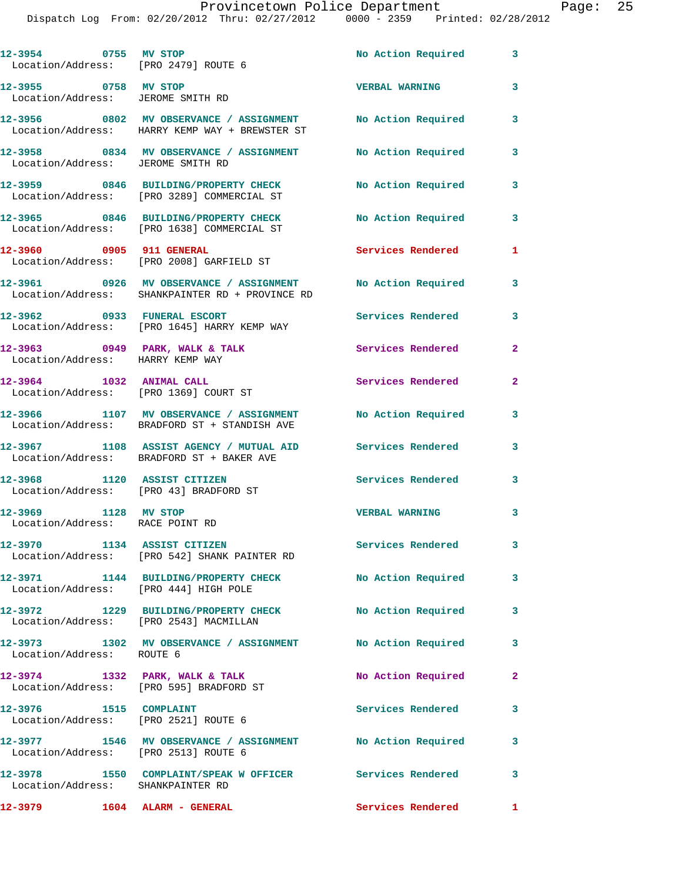| Call Number | Time | Call Reason | Action | Priority |
|---|---|---|---|---|
| 12-3954 | 0755 | MV STOP | No Action Required | 3 |
| Location/Address: [PRO 2479] ROUTE 6 | | | | |
| 12-3955 | 0758 | MV STOP | VERBAL WARNING | 3 |
| Location/Address: JEROME SMITH RD | | | | |
| 12-3956 | 0802 | MV OBSERVANCE / ASSIGNMENT | No Action Required | 3 |
| Location/Address: HARRY KEMP WAY + BREWSTER ST | | | | |
| 12-3958 | 0834 | MV OBSERVANCE / ASSIGNMENT | No Action Required | 3 |
| Location/Address: JEROME SMITH RD | | | | |
| 12-3959 | 0846 | BUILDING/PROPERTY CHECK | No Action Required | 3 |
| Location/Address: [PRO 3289] COMMERCIAL ST | | | | |
| 12-3965 | 0846 | BUILDING/PROPERTY CHECK | No Action Required | 3 |
| Location/Address: [PRO 1638] COMMERCIAL ST | | | | |
| 12-3960 | 0905 | 911 GENERAL | Services Rendered | 1 |
| Location/Address: [PRO 2008] GARFIELD ST | | | | |
| 12-3961 | 0926 | MV OBSERVANCE / ASSIGNMENT | No Action Required | 3 |
| Location/Address: SHANKPAINTER RD + PROVINCE RD | | | | |
| 12-3962 | 0933 | FUNERAL ESCORT | Services Rendered | 3 |
| Location/Address: [PRO 1645] HARRY KEMP WAY | | | | |
| 12-3963 | 0949 | PARK, WALK & TALK | Services Rendered | 2 |
| Location/Address: HARRY KEMP WAY | | | | |
| 12-3964 | 1032 | ANIMAL CALL | Services Rendered | 2 |
| Location/Address: [PRO 1369] COURT ST | | | | |
| 12-3966 | 1107 | MV OBSERVANCE / ASSIGNMENT | No Action Required | 3 |
| Location/Address: BRADFORD ST + STANDISH AVE | | | | |
| 12-3967 | 1108 | ASSIST AGENCY / MUTUAL AID | Services Rendered | 3 |
| Location/Address: BRADFORD ST + BAKER AVE | | | | |
| 12-3968 | 1120 | ASSIST CITIZEN | Services Rendered | 3 |
| Location/Address: [PRO 43] BRADFORD ST | | | | |
| 12-3969 | 1128 | MV STOP | VERBAL WARNING | 3 |
| Location/Address: RACE POINT RD | | | | |
| 12-3970 | 1134 | ASSIST CITIZEN | Services Rendered | 3 |
| Location/Address: [PRO 542] SHANK PAINTER RD | | | | |
| 12-3971 | 1144 | BUILDING/PROPERTY CHECK | No Action Required | 3 |
| Location/Address: [PRO 444] HIGH POLE | | | | |
| 12-3972 | 1229 | BUILDING/PROPERTY CHECK | No Action Required | 3 |
| Location/Address: [PRO 2543] MACMILLAN | | | | |
| 12-3973 | 1302 | MV OBSERVANCE / ASSIGNMENT | No Action Required | 3 |
| Location/Address: ROUTE 6 | | | | |
| 12-3974 | 1332 | PARK, WALK & TALK | No Action Required | 2 |
| Location/Address: [PRO 595] BRADFORD ST | | | | |
| 12-3976 | 1515 | COMPLAINT | Services Rendered | 3 |
| Location/Address: [PRO 2521] ROUTE 6 | | | | |
| 12-3977 | 1546 | MV OBSERVANCE / ASSIGNMENT | No Action Required | 3 |
| Location/Address: [PRO 2513] ROUTE 6 | | | | |
| 12-3978 | 1550 | COMPLAINT/SPEAK W OFFICER | Services Rendered | 3 |
| Location/Address: SHANKPAINTER RD | | | | |
| 12-3979 | 1604 | ALARM - GENERAL | Services Rendered | 1 |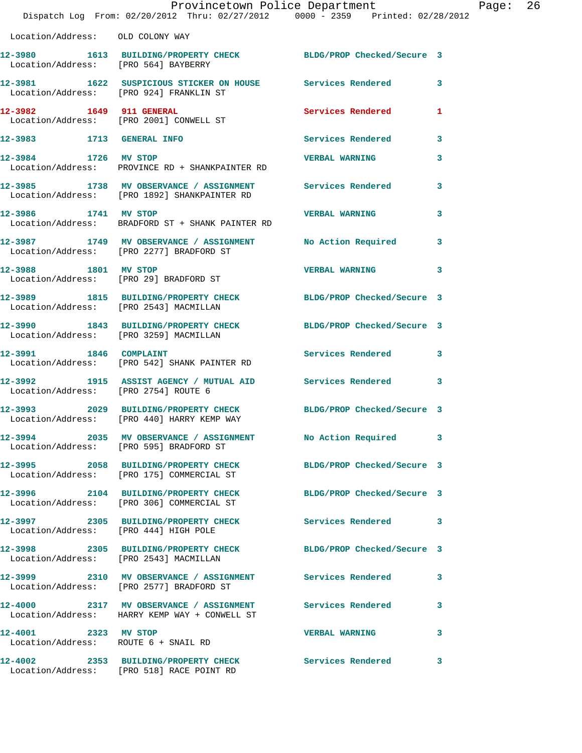Location/Address: OLD COLONY WAY

| | | | | |
|---|---|---|---|---|
| 12-3980 | 1613 | BUILDING/PROPERTY CHECK | BLDG/PROP Checked/Secure | 3 |
| Location/Address: | [PRO 564] BAYBERRY | | | |
| 12-3981 | 1622 | SUSPICIOUS STICKER ON HOUSE | Services Rendered | 3 |
| Location/Address: | [PRO 924] FRANKLIN ST | | | |
| 12-3982 | 1649 | 911 GENERAL | Services Rendered | 1 |
| Location/Address: | [PRO 2001] CONWELL ST | | | |
| 12-3983 | 1713 | GENERAL INFO | Services Rendered | 3 |
| 12-3984 | 1726 | MV STOP | VERBAL WARNING | 3 |
| Location/Address: | PROVINCE RD + SHANKPAINTER RD | | | |
| 12-3985 | 1738 | MV OBSERVANCE / ASSIGNMENT | Services Rendered | 3 |
| Location/Address: | [PRO 1892] SHANKPAINTER RD | | | |
| 12-3986 | 1741 | MV STOP | VERBAL WARNING | 3 |
| Location/Address: | BRADFORD ST + SHANK PAINTER RD | | | |
| 12-3987 | 1749 | MV OBSERVANCE / ASSIGNMENT | No Action Required | 3 |
| Location/Address: | [PRO 2277] BRADFORD ST | | | |
| 12-3988 | 1801 | MV STOP | VERBAL WARNING | 3 |
| Location/Address: | [PRO 29] BRADFORD ST | | | |
| 12-3989 | 1815 | BUILDING/PROPERTY CHECK | BLDG/PROP Checked/Secure | 3 |
| Location/Address: | [PRO 2543] MACMILLAN | | | |
| 12-3990 | 1843 | BUILDING/PROPERTY CHECK | BLDG/PROP Checked/Secure | 3 |
| Location/Address: | [PRO 3259] MACMILLAN | | | |
| 12-3991 | 1846 | COMPLAINT | Services Rendered | 3 |
| Location/Address: | [PRO 542] SHANK PAINTER RD | | | |
| 12-3992 | 1915 | ASSIST AGENCY / MUTUAL AID | Services Rendered | 3 |
| Location/Address: | [PRO 2754] ROUTE 6 | | | |
| 12-3993 | 2029 | BUILDING/PROPERTY CHECK | BLDG/PROP Checked/Secure | 3 |
| Location/Address: | [PRO 440] HARRY KEMP WAY | | | |
| 12-3994 | 2035 | MV OBSERVANCE / ASSIGNMENT | No Action Required | 3 |
| Location/Address: | [PRO 595] BRADFORD ST | | | |
| 12-3995 | 2058 | BUILDING/PROPERTY CHECK | BLDG/PROP Checked/Secure | 3 |
| Location/Address: | [PRO 175] COMMERCIAL ST | | | |
| 12-3996 | 2104 | BUILDING/PROPERTY CHECK | BLDG/PROP Checked/Secure | 3 |
| Location/Address: | [PRO 306] COMMERCIAL ST | | | |
| 12-3997 | 2305 | BUILDING/PROPERTY CHECK | Services Rendered | 3 |
| Location/Address: | [PRO 444] HIGH POLE | | | |
| 12-3998 | 2305 | BUILDING/PROPERTY CHECK | BLDG/PROP Checked/Secure | 3 |
| Location/Address: | [PRO 2543] MACMILLAN | | | |
| 12-3999 | 2310 | MV OBSERVANCE / ASSIGNMENT | Services Rendered | 3 |
| Location/Address: | [PRO 2577] BRADFORD ST | | | |
| 12-4000 | 2317 | MV OBSERVANCE / ASSIGNMENT | Services Rendered | 3 |
| Location/Address: | HARRY KEMP WAY + CONWELL ST | | | |
| 12-4001 | 2323 | MV STOP | VERBAL WARNING | 3 |
| Location/Address: | ROUTE 6 + SNAIL RD | | | |
| 12-4002 | 2353 | BUILDING/PROPERTY CHECK | Services Rendered | 3 |
| Location/Address: | [PRO 518] RACE POINT RD | | | |